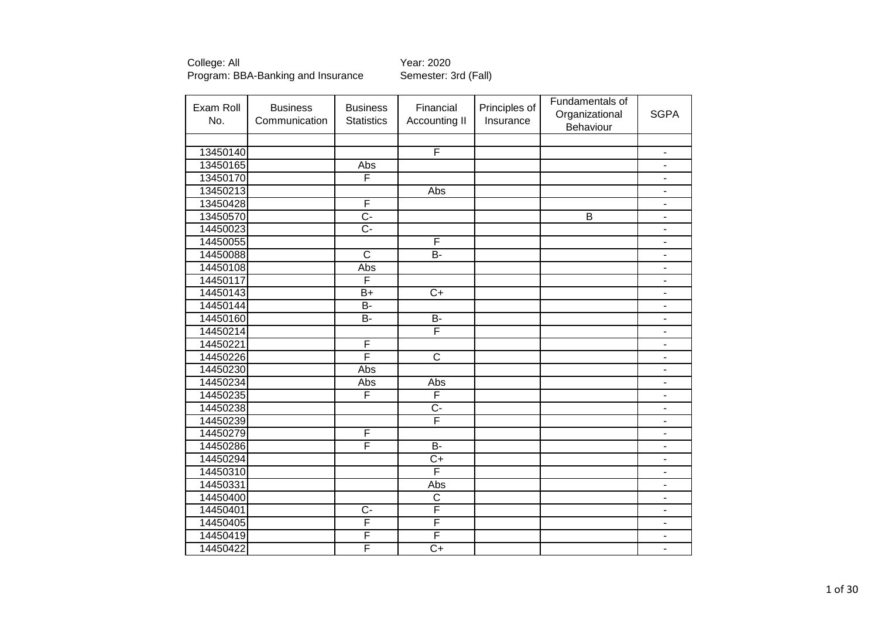College: All
Program: BBA-Banking and Insurance

Year: 2020
Semester: 3rd (Fall)

| Exam Roll No. | Business Communication | Business Statistics | Financial Accounting II | Principles of Insurance | Fundamentals of Organizational Behaviour | SGPA |
|---|---|---|---|---|---|---|
| | | | | | | |
| 13450140 | | | F | | | - |
| 13450165 | | Abs | | | | - |
| 13450170 | | F | | | | - |
| 13450213 | | | Abs | | | - |
| 13450428 | | F | | | | - |
| 13450570 | | C- | | | B | - |
| 14450023 | | C- | | | | - |
| 14450055 | | | F | | | - |
| 14450088 | | C | B- | | | - |
| 14450108 | | Abs | | | | - |
| 14450117 | | F | | | | - |
| 14450143 | | B+ | C+ | | | - |
| 14450144 | | B- | | | | - |
| 14450160 | | B- | B- | | | - |
| 14450214 | | | F | | | - |
| 14450221 | | F | | | | - |
| 14450226 | | F | C | | | - |
| 14450230 | | Abs | | | | - |
| 14450234 | | Abs | Abs | | | - |
| 14450235 | | F | F | | | - |
| 14450238 | | | C- | | | - |
| 14450239 | | | F | | | - |
| 14450279 | | F | | | | - |
| 14450286 | | F | B- | | | - |
| 14450294 | | | C+ | | | - |
| 14450310 | | | F | | | - |
| 14450331 | | | Abs | | | - |
| 14450400 | | | C | | | - |
| 14450401 | | C- | F | | | - |
| 14450405 | | F | F | | | - |
| 14450419 | | F | F | | | - |
| 14450422 | | F | C+ | | | - |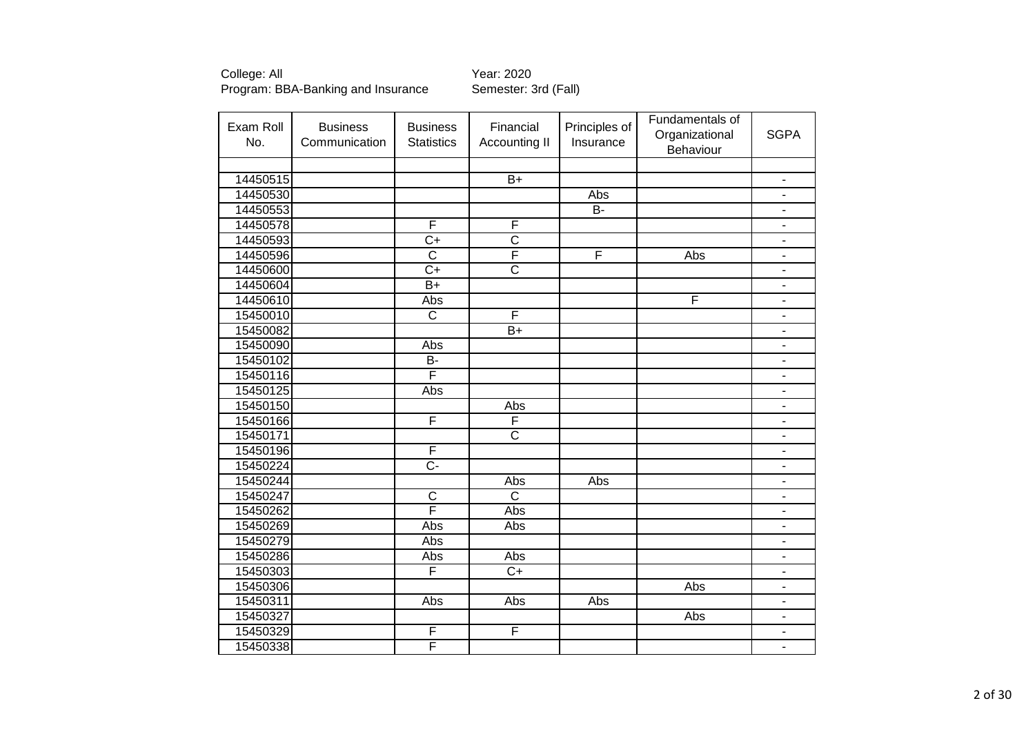College: All
Program: BBA-Banking and Insurance

Year: 2020
Semester: 3rd (Fall)

| Exam Roll No. | Business Communication | Business Statistics | Financial Accounting II | Principles of Insurance | Fundamentals of Organizational Behaviour | SGPA |
|---|---|---|---|---|---|---|
| | | | | | | |
| 14450515 | | | B+ | | | - |
| 14450530 | | | | Abs | | - |
| 14450553 | | | | B- | | - |
| 14450578 | | F | F | | | - |
| 14450593 | | C+ | C | | | - |
| 14450596 | | C | F | F | Abs | - |
| 14450600 | | C+ | C | | | - |
| 14450604 | | B+ | | | | - |
| 14450610 | | Abs | | | F | - |
| 15450010 | | C | F | | | - |
| 15450082 | | | B+ | | | - |
| 15450090 | | Abs | | | | - |
| 15450102 | | B- | | | | - |
| 15450116 | | F | | | | - |
| 15450125 | | Abs | | | | - |
| 15450150 | | | Abs | | | - |
| 15450166 | | F | F | | | - |
| 15450171 | | | C | | | - |
| 15450196 | | F | | | | - |
| 15450224 | | C- | | | | - |
| 15450244 | | | Abs | Abs | | - |
| 15450247 | | C | C | | | - |
| 15450262 | | F | Abs | | | - |
| 15450269 | | Abs | Abs | | | - |
| 15450279 | | Abs | | | | - |
| 15450286 | | Abs | Abs | | | - |
| 15450303 | | F | C+ | | | - |
| 15450306 | | | | | Abs | - |
| 15450311 | | Abs | Abs | Abs | | - |
| 15450327 | | | | | Abs | - |
| 15450329 | | F | F | | | - |
| 15450338 | | F | | | | - |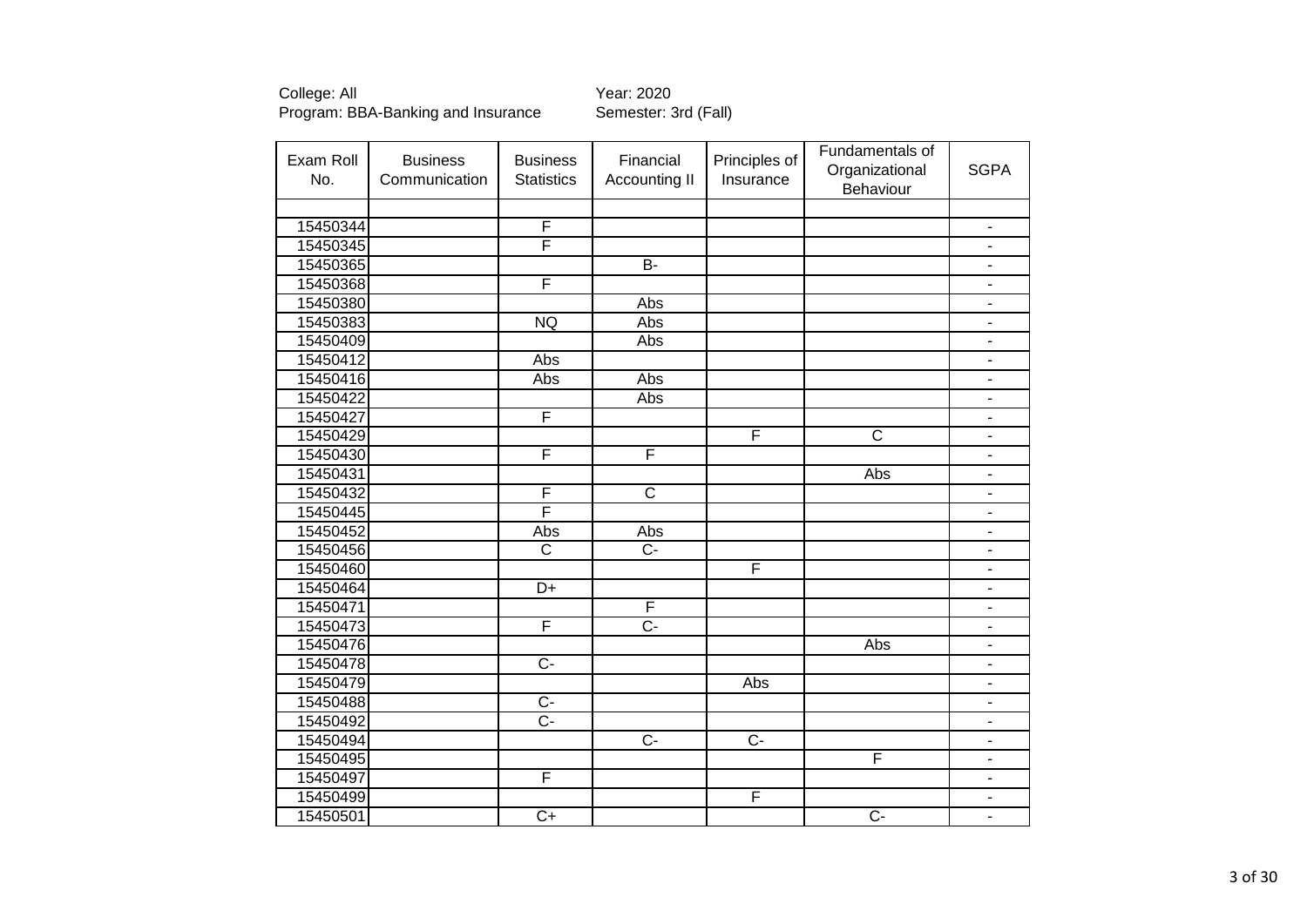College: All
Program: BBA-Banking and Insurance

Year: 2020
Semester: 3rd (Fall)

| Exam Roll No. | Business Communication | Business Statistics | Financial Accounting II | Principles of Insurance | Fundamentals of Organizational Behaviour | SGPA |
|---|---|---|---|---|---|---|
| | | | | | | |
| 15450344 | | F | | | | - |
| 15450345 | | F | | | | - |
| 15450365 | | | B- | | | - |
| 15450368 | | F | | | | - |
| 15450380 | | | Abs | | | - |
| 15450383 | | NQ | Abs | | | - |
| 15450409 | | | Abs | | | - |
| 15450412 | | Abs | | | | - |
| 15450416 | | Abs | Abs | | | - |
| 15450422 | | | Abs | | | - |
| 15450427 | | F | | | | - |
| 15450429 | | | | F | C | - |
| 15450430 | | F | F | | | - |
| 15450431 | | | | | Abs | - |
| 15450432 | | F | C | | | - |
| 15450445 | | F | | | | - |
| 15450452 | | Abs | Abs | | | - |
| 15450456 | | C | C- | | | - |
| 15450460 | | | | F | | - |
| 15450464 | | D+ | | | | - |
| 15450471 | | | F | | | - |
| 15450473 | | F | C- | | | - |
| 15450476 | | | | | Abs | - |
| 15450478 | | C- | | | | - |
| 15450479 | | | | Abs | | - |
| 15450488 | | C- | | | | - |
| 15450492 | | C- | | | | - |
| 15450494 | | | C- | C- | | - |
| 15450495 | | | | | F | - |
| 15450497 | | F | | | | - |
| 15450499 | | | | F | | - |
| 15450501 | | C+ | | | C- | - |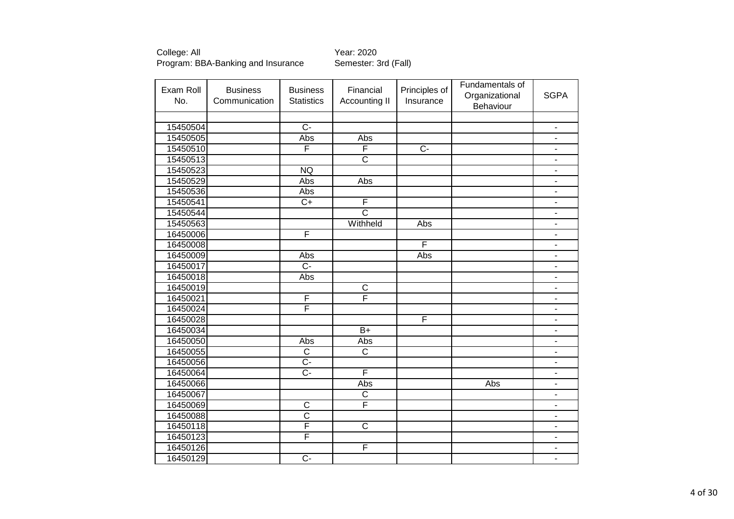College: All  
Program: BBA-Banking and Insurance

Year: 2020  
Semester: 3rd (Fall)

| Exam Roll No. | Business Communication | Business Statistics | Financial Accounting II | Principles of Insurance | Fundamentals of Organizational Behaviour | SGPA |
|---|---|---|---|---|---|---|
| | | | | | | |
| 15450504 | | C- | | | | - |
| 15450505 | | Abs | Abs | | | - |
| 15450510 | | F | F | C- | | - |
| 15450513 | | | C | | | - |
| 15450523 | | NQ | | | | - |
| 15450529 | | Abs | Abs | | | - |
| 15450536 | | Abs | | | | - |
| 15450541 | | C+ | F | | | - |
| 15450544 | | | C | | | - |
| 15450563 | | | Withheld | Abs | | - |
| 16450006 | | F | | | | - |
| 16450008 | | | | F | | - |
| 16450009 | | Abs | | Abs | | - |
| 16450017 | | C- | | | | - |
| 16450018 | | Abs | | | | - |
| 16450019 | | | C | | | - |
| 16450021 | | F | F | | | - |
| 16450024 | | F | | | | - |
| 16450028 | | | | F | | - |
| 16450034 | | | B+ | | | - |
| 16450050 | | Abs | Abs | | | - |
| 16450055 | | C | C | | | - |
| 16450056 | | C- | | | | - |
| 16450064 | | C- | F | | | - |
| 16450066 | | | Abs | | Abs | - |
| 16450067 | | | C | | | - |
| 16450069 | | C | F | | | - |
| 16450088 | | C | | | | - |
| 16450118 | | F | C | | | - |
| 16450123 | | F | | | | - |
| 16450126 | | | F | | | - |
| 16450129 | | C- | | | | - |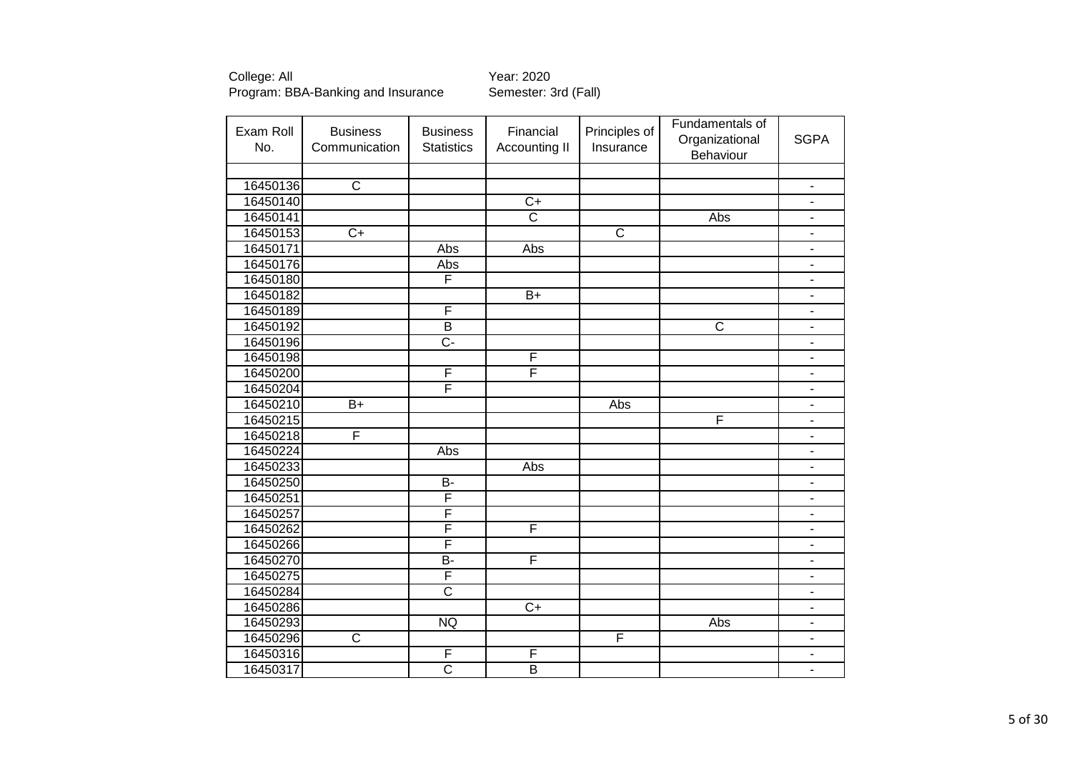College: All
Program: BBA-Banking and Insurance

Year: 2020
Semester: 3rd (Fall)

| Exam Roll No. | Business Communication | Business Statistics | Financial Accounting II | Principles of Insurance | Fundamentals of Organizational Behaviour | SGPA |
|---|---|---|---|---|---|---|
| | | | | | | |
| 16450136 | C | | | | | - |
| 16450140 | | | C+ | | | - |
| 16450141 | | | C | | Abs | - |
| 16450153 | C+ | | | C | | - |
| 16450171 | | Abs | Abs | | | - |
| 16450176 | | Abs | | | | - |
| 16450180 | | F | | | | - |
| 16450182 | | | B+ | | | - |
| 16450189 | | F | | | | - |
| 16450192 | | B | | | C | - |
| 16450196 | | C- | | | | - |
| 16450198 | | | F | | | - |
| 16450200 | | F | F | | | - |
| 16450204 | | F | | | | - |
| 16450210 | B+ | | | Abs | | - |
| 16450215 | | | | | F | - |
| 16450218 | F | | | | | - |
| 16450224 | | Abs | | | | - |
| 16450233 | | | Abs | | | - |
| 16450250 | | B- | | | | - |
| 16450251 | | F | | | | - |
| 16450257 | | F | | | | - |
| 16450262 | | F | F | | | - |
| 16450266 | | F | | | | - |
| 16450270 | | B- | F | | | - |
| 16450275 | | F | | | | - |
| 16450284 | | C | | | | - |
| 16450286 | | | C+ | | | - |
| 16450293 | | NQ | | | Abs | - |
| 16450296 | C | | | F | | - |
| 16450316 | | F | F | | | - |
| 16450317 | | C | B | | | - |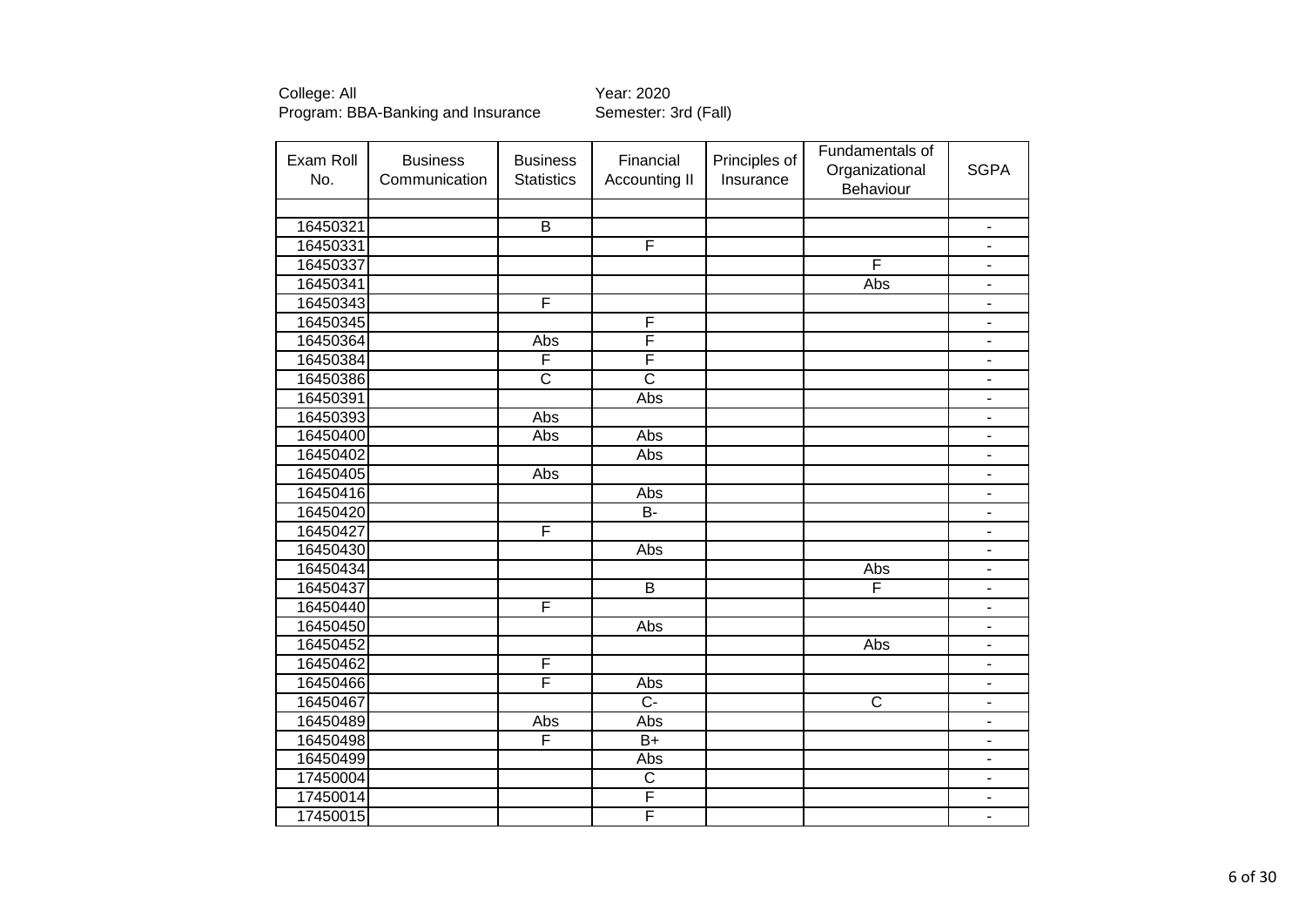College: All
Program: BBA-Banking and Insurance

Year: 2020
Semester: 3rd (Fall)

| Exam Roll No. | Business Communication | Business Statistics | Financial Accounting II | Principles of Insurance | Fundamentals of Organizational Behaviour | SGPA |
|---|---|---|---|---|---|---|
| | | | | | | |
| 16450321 | | B | | | | - |
| 16450331 | | | F | | | - |
| 16450337 | | | | | F | - |
| 16450341 | | | | | Abs | - |
| 16450343 | | F | | | | - |
| 16450345 | | | F | | | - |
| 16450364 | | Abs | F | | | - |
| 16450384 | | F | F | | | - |
| 16450386 | | C | C | | | - |
| 16450391 | | | Abs | | | - |
| 16450393 | | Abs | | | | - |
| 16450400 | | Abs | Abs | | | - |
| 16450402 | | | Abs | | | - |
| 16450405 | | Abs | | | | - |
| 16450416 | | | Abs | | | - |
| 16450420 | | | B- | | | - |
| 16450427 | | F | | | | - |
| 16450430 | | | Abs | | | - |
| 16450434 | | | | | Abs | - |
| 16450437 | | | B | | F | - |
| 16450440 | | F | | | | - |
| 16450450 | | | Abs | | | - |
| 16450452 | | | | | Abs | - |
| 16450462 | | F | | | | - |
| 16450466 | | F | Abs | | | - |
| 16450467 | | | C- | | C | - |
| 16450489 | | Abs | Abs | | | - |
| 16450498 | | F | B+ | | | - |
| 16450499 | | | Abs | | | - |
| 17450004 | | | C | | | - |
| 17450014 | | | F | | | - |
| 17450015 | | | F | | | - |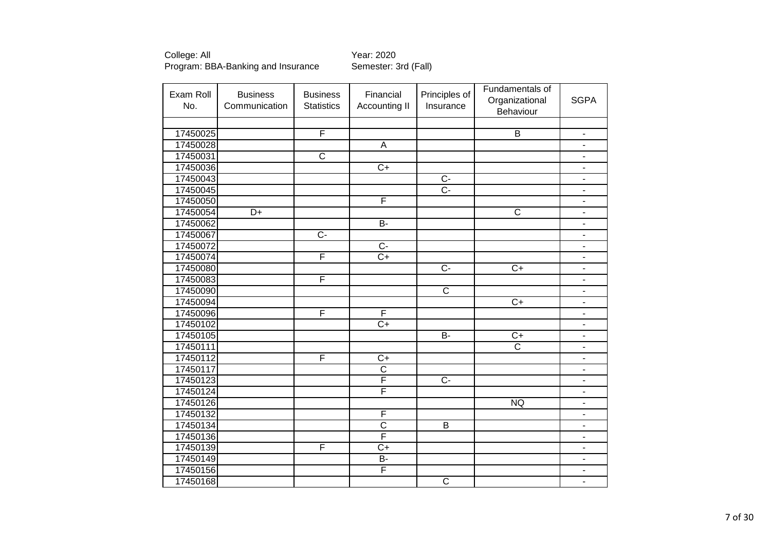College: All
Program: BBA-Banking and Insurance

Year: 2020
Semester: 3rd (Fall)

| Exam Roll No. | Business Communication | Business Statistics | Financial Accounting II | Principles of Insurance | Fundamentals of Organizational Behaviour | SGPA |
|---|---|---|---|---|---|---|
| | | | | | | |
| 17450025 | | F | | | B | - |
| 17450028 | | | A | | | - |
| 17450031 | | C | | | | - |
| 17450036 | | | C+ | | | - |
| 17450043 | | | | C- | | - |
| 17450045 | | | | C- | | - |
| 17450050 | | | F | | | - |
| 17450054 | D+ | | | | C | - |
| 17450062 | | | B- | | | - |
| 17450067 | | C- | | | | - |
| 17450072 | | | C- | | | - |
| 17450074 | | F | C+ | | | - |
| 17450080 | | | | C- | C+ | - |
| 17450083 | | F | | | | - |
| 17450090 | | | | C | | - |
| 17450094 | | | | | C+ | - |
| 17450096 | | F | F | | | - |
| 17450102 | | | C+ | | | - |
| 17450105 | | | | B- | C+ | - |
| 17450111 | | | | | C | - |
| 17450112 | | F | C+ | | | - |
| 17450117 | | | C | | | - |
| 17450123 | | | F | C- | | - |
| 17450124 | | | F | | | - |
| 17450126 | | | | | NQ | - |
| 17450132 | | | F | | | - |
| 17450134 | | | C | B | | - |
| 17450136 | | | F | | | - |
| 17450139 | | F | C+ | | | - |
| 17450149 | | | B- | | | - |
| 17450156 | | | F | | | - |
| 17450168 | | | | C | | - |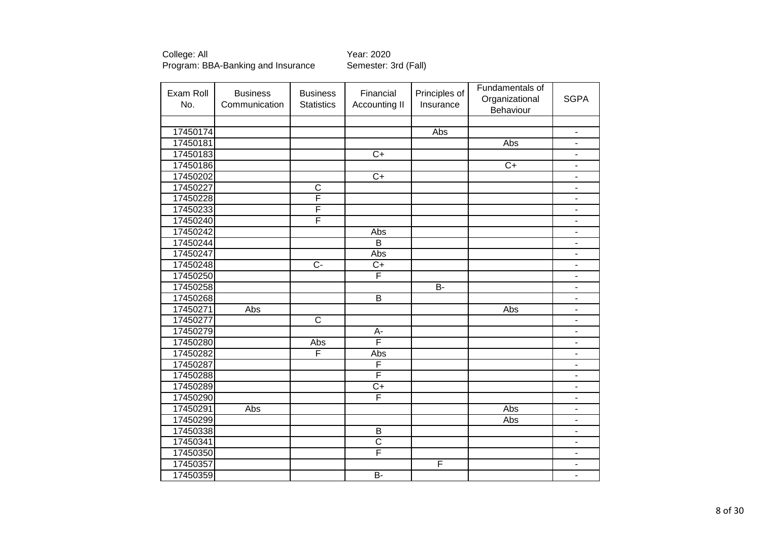College: All
Program: BBA-Banking and Insurance

Year: 2020
Semester: 3rd (Fall)

| Exam Roll No. | Business Communication | Business Statistics | Financial Accounting II | Principles of Insurance | Fundamentals of Organizational Behaviour | SGPA |
|---|---|---|---|---|---|---|
| | | | | | | |
| 17450174 | | | | Abs | | - |
| 17450181 | | | | | Abs | - |
| 17450183 | | | C+ | | | - |
| 17450186 | | | | | C+ | - |
| 17450202 | | | C+ | | | - |
| 17450227 | | C | | | | - |
| 17450228 | | F | | | | - |
| 17450233 | | F | | | | - |
| 17450240 | | F | | | | - |
| 17450242 | | | Abs | | | - |
| 17450244 | | | B | | | - |
| 17450247 | | | Abs | | | - |
| 17450248 | | C- | C+ | | | - |
| 17450250 | | | F | | | - |
| 17450258 | | | | B- | | - |
| 17450268 | | | B | | | - |
| 17450271 | Abs | | | | Abs | - |
| 17450277 | | C | | | | - |
| 17450279 | | | A- | | | - |
| 17450280 | | Abs | F | | | - |
| 17450282 | | F | Abs | | | - |
| 17450287 | | | F | | | - |
| 17450288 | | | F | | | - |
| 17450289 | | | C+ | | | - |
| 17450290 | | | F | | | - |
| 17450291 | Abs | | | | Abs | - |
| 17450299 | | | | | Abs | - |
| 17450338 | | | B | | | - |
| 17450341 | | | C | | | - |
| 17450350 | | | F | | | - |
| 17450357 | | | | F | | - |
| 17450359 | | | B- | | | - |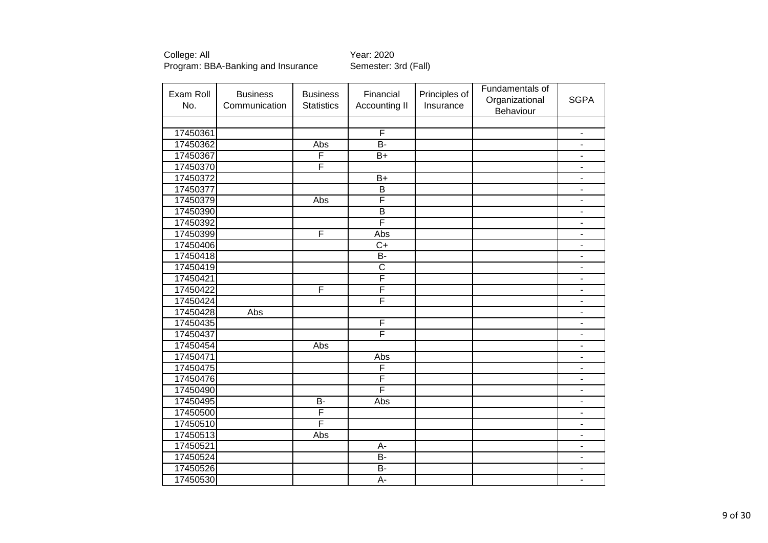College: All
Program: BBA-Banking and Insurance

Year: 2020
Semester: 3rd (Fall)

| Exam Roll No. | Business Communication | Business Statistics | Financial Accounting II | Principles of Insurance | Fundamentals of Organizational Behaviour | SGPA |
|---|---|---|---|---|---|---|
| | | | | | | |
| 17450361 | | | F | | | - |
| 17450362 | | Abs | B- | | | - |
| 17450367 | | F | B+ | | | - |
| 17450370 | | F | | | | - |
| 17450372 | | | B+ | | | - |
| 17450377 | | | B | | | - |
| 17450379 | | Abs | F | | | - |
| 17450390 | | | B | | | - |
| 17450392 | | | F | | | - |
| 17450399 | | F | Abs | | | - |
| 17450406 | | | C+ | | | - |
| 17450418 | | | B- | | | - |
| 17450419 | | | C | | | - |
| 17450421 | | | F | | | - |
| 17450422 | | F | F | | | - |
| 17450424 | | | F | | | - |
| 17450428 | Abs | | | | | - |
| 17450435 | | | F | | | - |
| 17450437 | | | F | | | - |
| 17450454 | | Abs | | | | - |
| 17450471 | | | Abs | | | - |
| 17450475 | | | F | | | - |
| 17450476 | | | F | | | - |
| 17450490 | | | F | | | - |
| 17450495 | | B- | Abs | | | - |
| 17450500 | | F | | | | - |
| 17450510 | | F | | | | - |
| 17450513 | | Abs | | | | - |
| 17450521 | | | A- | | | - |
| 17450524 | | | B- | | | - |
| 17450526 | | | B- | | | - |
| 17450530 | | | A- | | | - |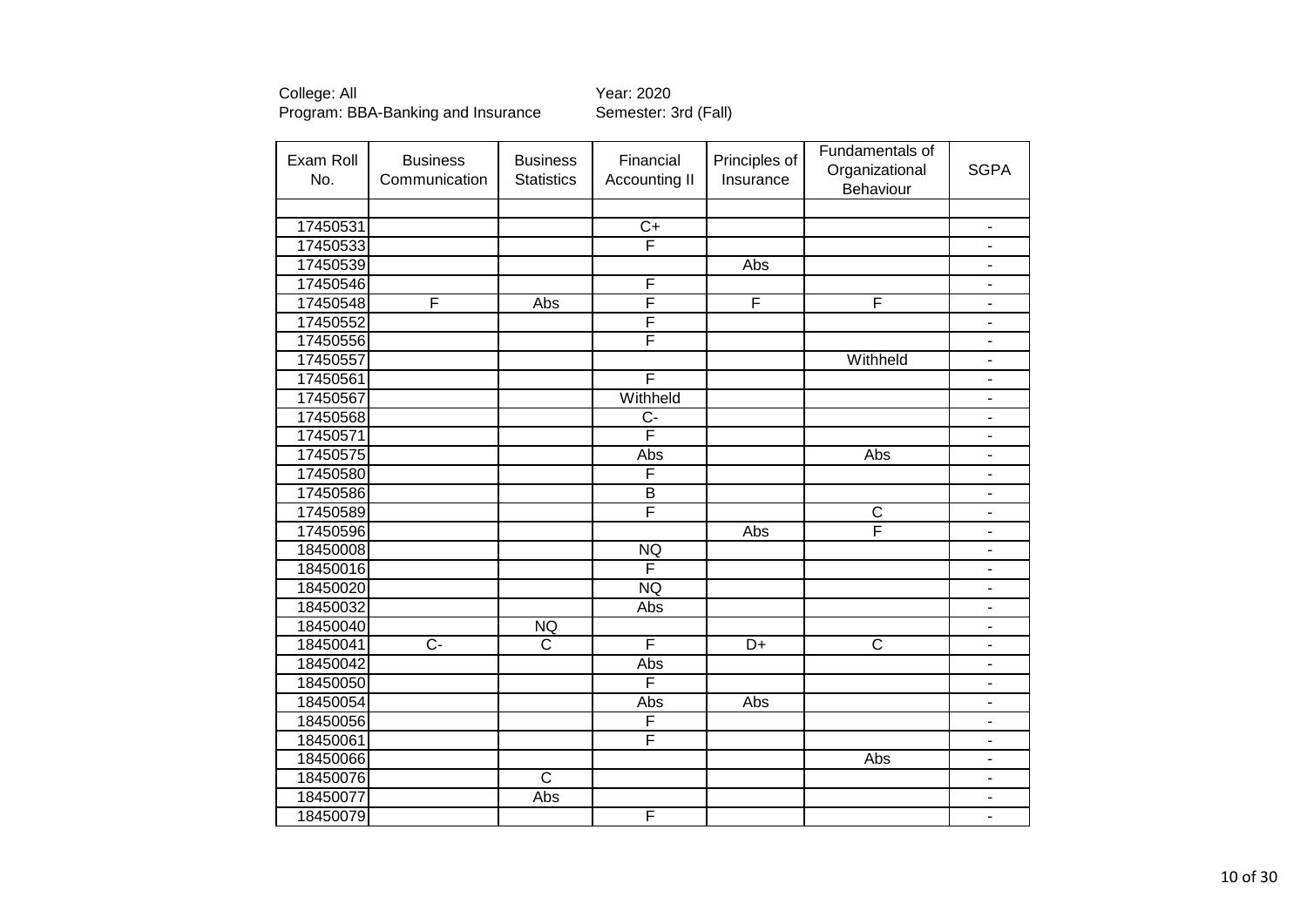College: All
Program: BBA-Banking and Insurance

Year: 2020
Semester: 3rd (Fall)

| Exam Roll No. | Business Communication | Business Statistics | Financial Accounting II | Principles of Insurance | Fundamentals of Organizational Behaviour | SGPA |
|---|---|---|---|---|---|---|
| | | | | | | |
| 17450531 | | | C+ | | | - |
| 17450533 | | | F | | | - |
| 17450539 | | | | Abs | | - |
| 17450546 | | | F | | | - |
| 17450548 | F | Abs | F | F | F | - |
| 17450552 | | | F | | | - |
| 17450556 | | | F | | | - |
| 17450557 | | | | | Withheld | - |
| 17450561 | | | F | | | - |
| 17450567 | | | Withheld | | | - |
| 17450568 | | | C- | | | - |
| 17450571 | | | F | | | - |
| 17450575 | | | Abs | | Abs | - |
| 17450580 | | | F | | | - |
| 17450586 | | | B | | | - |
| 17450589 | | | F | | C | - |
| 17450596 | | | | Abs | F | - |
| 18450008 | | | NQ | | | - |
| 18450016 | | | F | | | - |
| 18450020 | | | NQ | | | - |
| 18450032 | | | Abs | | | - |
| 18450040 | | NQ | | | | - |
| 18450041 | C- | C | F | D+ | C | - |
| 18450042 | | | Abs | | | - |
| 18450050 | | | F | | | - |
| 18450054 | | | Abs | Abs | | - |
| 18450056 | | | F | | | - |
| 18450061 | | | F | | | - |
| 18450066 | | | | | Abs | - |
| 18450076 | | C | | | | - |
| 18450077 | | Abs | | | | - |
| 18450079 | | | F | | | - |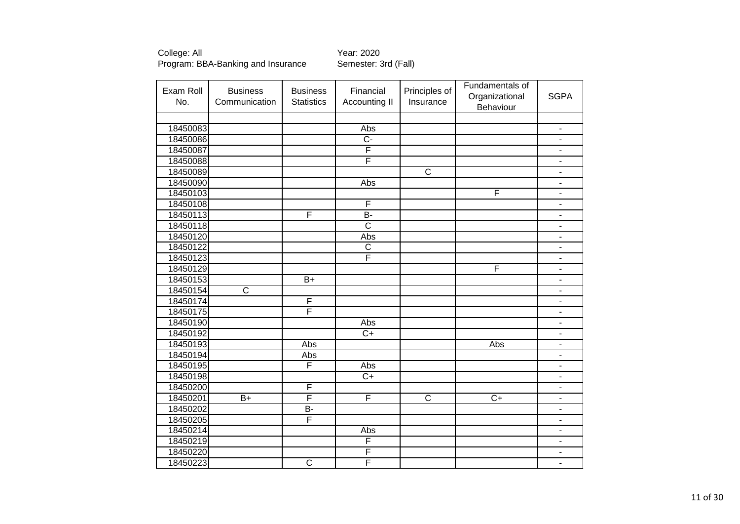College: All
Program: BBA-Banking and Insurance

Year: 2020
Semester: 3rd (Fall)

| Exam Roll No. | Business Communication | Business Statistics | Financial Accounting II | Principles of Insurance | Fundamentals of Organizational Behaviour | SGPA |
|---|---|---|---|---|---|---|
| | | | | | | |
| 18450083 | | | Abs | | | - |
| 18450086 | | | C- | | | - |
| 18450087 | | | F | | | - |
| 18450088 | | | F | | | - |
| 18450089 | | | | C | | - |
| 18450090 | | | Abs | | | - |
| 18450103 | | | | | F | - |
| 18450108 | | | F | | | - |
| 18450113 | | F | B- | | | - |
| 18450118 | | | C | | | - |
| 18450120 | | | Abs | | | - |
| 18450122 | | | C | | | - |
| 18450123 | | | F | | | - |
| 18450129 | | | | | F | - |
| 18450153 | | B+ | | | | - |
| 18450154 | C | | | | | - |
| 18450174 | | F | | | | - |
| 18450175 | | F | | | | - |
| 18450190 | | | Abs | | | - |
| 18450192 | | | C+ | | | - |
| 18450193 | | Abs | | | Abs | - |
| 18450194 | | Abs | | | | - |
| 18450195 | | F | Abs | | | - |
| 18450198 | | | C+ | | | - |
| 18450200 | | F | | | | - |
| 18450201 | B+ | F | F | C | C+ | - |
| 18450202 | | B- | | | | - |
| 18450205 | | F | | | | - |
| 18450214 | | | Abs | | | - |
| 18450219 | | | F | | | - |
| 18450220 | | | F | | | - |
| 18450223 | | C | F | | | - |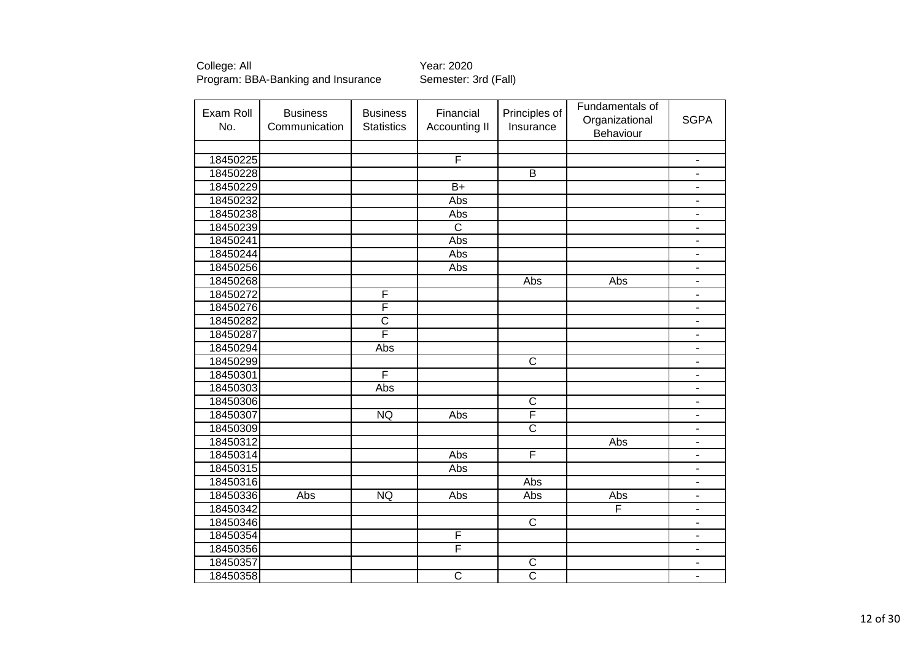College: All
Program: BBA-Banking and Insurance

Year: 2020
Semester: 3rd (Fall)

| Exam Roll No. | Business Communication | Business Statistics | Financial Accounting II | Principles of Insurance | Fundamentals of Organizational Behaviour | SGPA |
|---|---|---|---|---|---|---|
| | | | | | | |
| 18450225 | | | F | | | - |
| 18450228 | | | | B | | - |
| 18450229 | | | B+ | | | - |
| 18450232 | | | Abs | | | - |
| 18450238 | | | Abs | | | - |
| 18450239 | | | C | | | - |
| 18450241 | | | Abs | | | - |
| 18450244 | | | Abs | | | - |
| 18450256 | | | Abs | | | - |
| 18450268 | | | | Abs | Abs | - |
| 18450272 | | F | | | | - |
| 18450276 | | F | | | | - |
| 18450282 | | C | | | | - |
| 18450287 | | F | | | | - |
| 18450294 | | Abs | | | | - |
| 18450299 | | | | C | | - |
| 18450301 | | F | | | | - |
| 18450303 | | Abs | | | | - |
| 18450306 | | | | C | | - |
| 18450307 | | NQ | Abs | F | | - |
| 18450309 | | | | C | | - |
| 18450312 | | | | | Abs | - |
| 18450314 | | | Abs | F | | - |
| 18450315 | | | Abs | | | - |
| 18450316 | | | | Abs | | - |
| 18450336 | Abs | NQ | Abs | Abs | Abs | - |
| 18450342 | | | | | F | - |
| 18450346 | | | | C | | - |
| 18450354 | | | F | | | - |
| 18450356 | | | F | | | - |
| 18450357 | | | | C | | - |
| 18450358 | | | C | C | | - |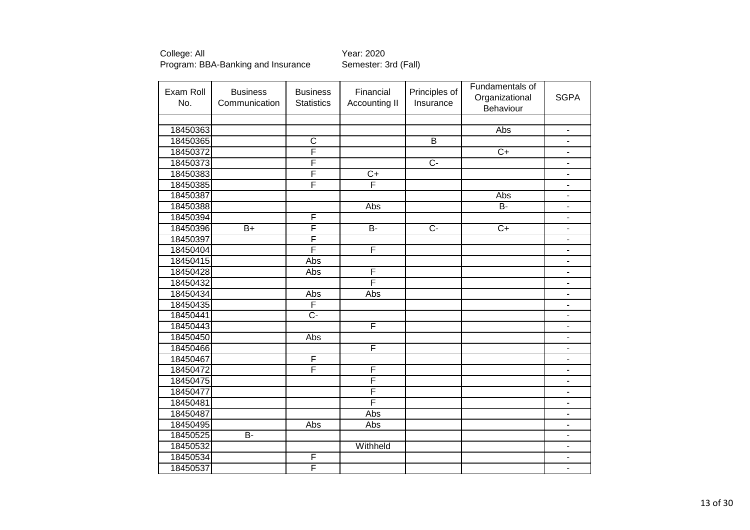College: All  
Program: BBA-Banking and Insurance

Year: 2020  
Semester: 3rd (Fall)

| Exam Roll No. | Business Communication | Business Statistics | Financial Accounting II | Principles of Insurance | Fundamentals of Organizational Behaviour | SGPA |
|---|---|---|---|---|---|---|
| | | | | | | |
| 18450363 | | | | | Abs | - |
| 18450365 | | C | | B | | - |
| 18450372 | | F | | | C+ | - |
| 18450373 | | F | | C- | | - |
| 18450383 | | F | C+ | | | - |
| 18450385 | | F | F | | | - |
| 18450387 | | | | | Abs | - |
| 18450388 | | | Abs | | B- | - |
| 18450394 | | F | | | | - |
| 18450396 | B+ | F | B- | C- | C+ | - |
| 18450397 | | F | | | | - |
| 18450404 | | F | F | | | - |
| 18450415 | | Abs | | | | - |
| 18450428 | | Abs | F | | | - |
| 18450432 | | | F | | | - |
| 18450434 | | Abs | Abs | | | - |
| 18450435 | | F | | | | - |
| 18450441 | | C- | | | | - |
| 18450443 | | | F | | | - |
| 18450450 | | Abs | | | | - |
| 18450466 | | | F | | | - |
| 18450467 | | F | | | | - |
| 18450472 | | F | F | | | - |
| 18450475 | | | F | | | - |
| 18450477 | | | F | | | - |
| 18450481 | | | F | | | - |
| 18450487 | | | Abs | | | - |
| 18450495 | | Abs | Abs | | | - |
| 18450525 | B- | | | | | - |
| 18450532 | | | Withheld | | | - |
| 18450534 | | F | | | | - |
| 18450537 | | F | | | | - |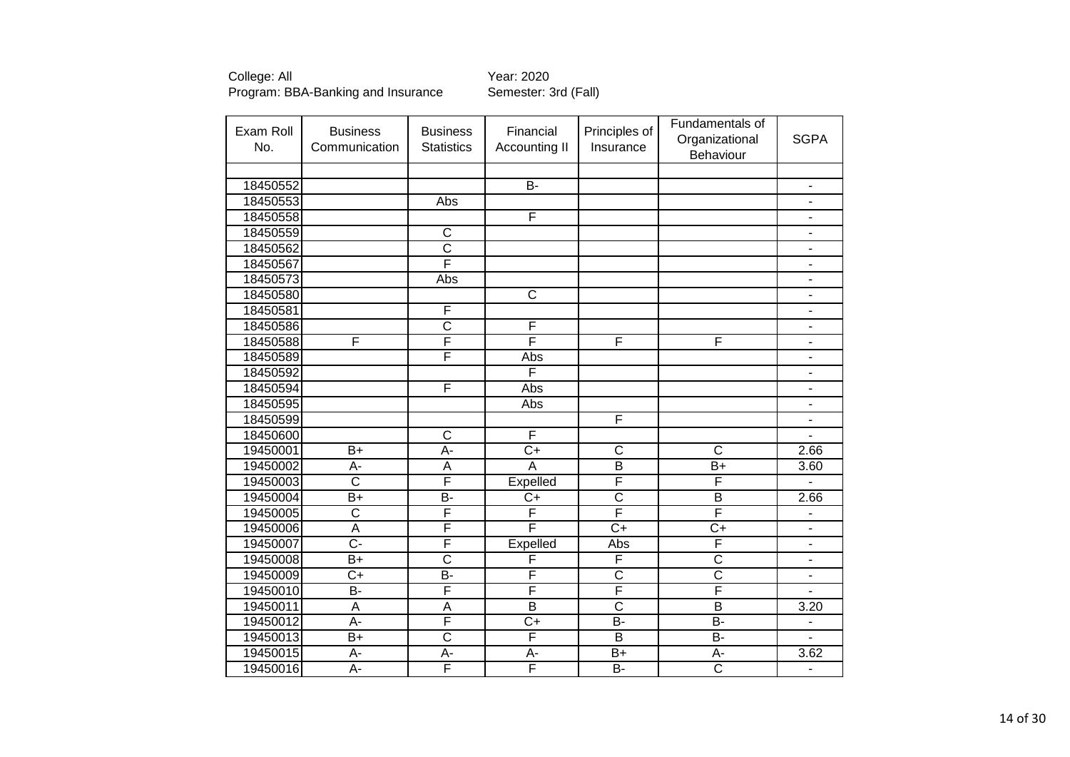College: All
Program: BBA-Banking and Insurance

Year: 2020
Semester: 3rd (Fall)

| Exam Roll No. | Business Communication | Business Statistics | Financial Accounting II | Principles of Insurance | Fundamentals of Organizational Behaviour | SGPA |
|---|---|---|---|---|---|---|
| | | | | | | |
| 18450552 | | | B- | | | - |
| 18450553 | | Abs | | | | - |
| 18450558 | | | F | | | - |
| 18450559 | | C | | | | - |
| 18450562 | | C | | | | - |
| 18450567 | | F | | | | - |
| 18450573 | | Abs | | | | - |
| 18450580 | | | C | | | - |
| 18450581 | | F | | | | - |
| 18450586 | | C | F | | | - |
| 18450588 | F | F | F | F | F | - |
| 18450589 | | F | Abs | | | - |
| 18450592 | | | F | | | - |
| 18450594 | | F | Abs | | | - |
| 18450595 | | | Abs | | | - |
| 18450599 | | | | F | | - |
| 18450600 | | C | F | | | - |
| 19450001 | B+ | A- | C+ | C | C | 2.66 |
| 19450002 | A- | A | A | B | B+ | 3.60 |
| 19450003 | C | F | Expelled | F | F | - |
| 19450004 | B+ | B- | C+ | C | B | 2.66 |
| 19450005 | C | F | F | F | F | - |
| 19450006 | A | F | F | C+ | C+ | - |
| 19450007 | C- | F | Expelled | Abs | F | - |
| 19450008 | B+ | C | F | F | C | - |
| 19450009 | C+ | B- | F | C | C | - |
| 19450010 | B- | F | F | F | F | - |
| 19450011 | A | A | B | C | B | 3.20 |
| 19450012 | A- | F | C+ | B- | B- | - |
| 19450013 | B+ | C | F | B | B- | - |
| 19450015 | A- | A- | A- | B+ | A- | 3.62 |
| 19450016 | A- | F | F | B- | C | - |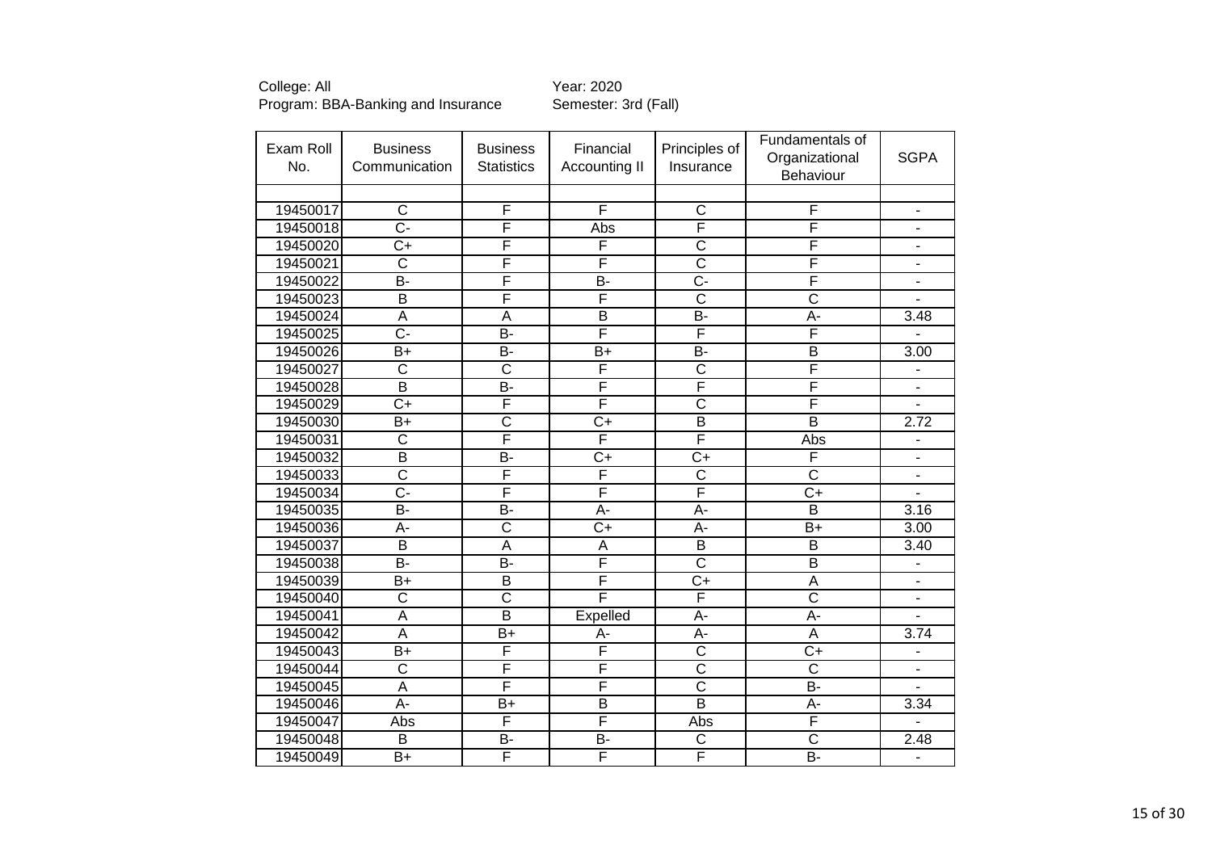College: All  
Program: BBA-Banking and Insurance

Year: 2020  
Semester: 3rd (Fall)

| Exam Roll No. | Business Communication | Business Statistics | Financial Accounting II | Principles of Insurance | Fundamentals of Organizational Behaviour | SGPA |
|---|---|---|---|---|---|---|
| | | | | | | |
| 19450017 | C | F | F | C | F | - |
| 19450018 | C- | F | Abs | F | F | - |
| 19450020 | C+ | F | F | C | F | - |
| 19450021 | C | F | F | C | F | - |
| 19450022 | B- | F | B- | C- | F | - |
| 19450023 | B | F | F | C | C | - |
| 19450024 | A | A | B | B- | A- | 3.48 |
| 19450025 | C- | B- | F | F | F | - |
| 19450026 | B+ | B- | B+ | B- | B | 3.00 |
| 19450027 | C | C | F | C | F | - |
| 19450028 | B | B- | F | F | F | - |
| 19450029 | C+ | F | F | C | F | - |
| 19450030 | B+ | C | C+ | B | B | 2.72 |
| 19450031 | C | F | F | F | Abs | - |
| 19450032 | B | B- | C+ | C+ | F | - |
| 19450033 | C | F | F | C | C | - |
| 19450034 | C- | F | F | F | C+ | - |
| 19450035 | B- | B- | A- | A- | B | 3.16 |
| 19450036 | A- | C | C+ | A- | B+ | 3.00 |
| 19450037 | B | A | A | B | B | 3.40 |
| 19450038 | B- | B- | F | C | B | - |
| 19450039 | B+ | B | F | C+ | A | - |
| 19450040 | C | C | F | F | C | - |
| 19450041 | A | B | Expelled | A- | A- | - |
| 19450042 | A | B+ | A- | A- | A | 3.74 |
| 19450043 | B+ | F | F | C | C+ | - |
| 19450044 | C | F | F | C | C | - |
| 19450045 | A | F | F | C | B- | - |
| 19450046 | A- | B+ | B | B | A- | 3.34 |
| 19450047 | Abs | F | F | Abs | F | - |
| 19450048 | B | B- | B- | C | C | 2.48 |
| 19450049 | B+ | F | F | F | B- | - |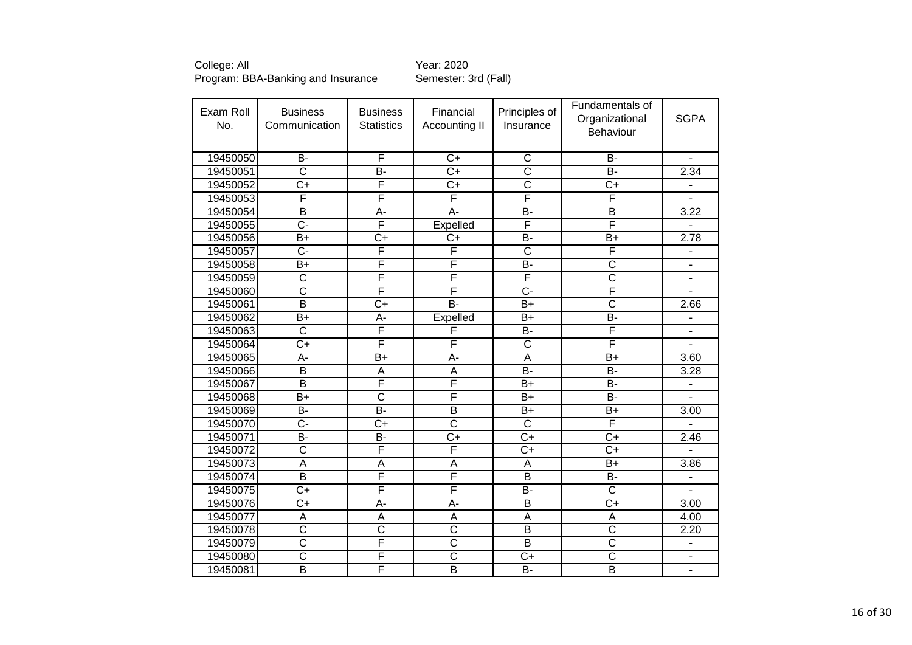College: All
Program: BBA-Banking and Insurance

Year: 2020
Semester: 3rd (Fall)

| Exam Roll No. | Business Communication | Business Statistics | Financial Accounting II | Principles of Insurance | Fundamentals of Organizational Behaviour | SGPA |
|---|---|---|---|---|---|---|
| 19450050 | B- | F | C+ | C | B- | - |
| 19450051 | C | B- | C+ | C | B- | 2.34 |
| 19450052 | C+ | F | C+ | C | C+ | - |
| 19450053 | F | F | F | F | F | - |
| 19450054 | B | A- | A- | B- | B | 3.22 |
| 19450055 | C- | F | Expelled | F | F | - |
| 19450056 | B+ | C+ | C+ | B- | B+ | 2.78 |
| 19450057 | C- | F | F | C | F | - |
| 19450058 | B+ | F | F | B- | C | - |
| 19450059 | C | F | F | F | C | - |
| 19450060 | C | F | F | C- | F | - |
| 19450061 | B | C+ | B- | B+ | C | 2.66 |
| 19450062 | B+ | A- | Expelled | B+ | B- | - |
| 19450063 | C | F | F | B- | F | - |
| 19450064 | C+ | F | F | C | F | - |
| 19450065 | A- | B+ | A- | A | B+ | 3.60 |
| 19450066 | B | A | A | B- | B- | 3.28 |
| 19450067 | B | F | F | B+ | B- | - |
| 19450068 | B+ | C | F | B+ | B- | - |
| 19450069 | B- | B- | B | B+ | B+ | 3.00 |
| 19450070 | C- | C+ | C | C | F | - |
| 19450071 | B- | B- | C+ | C+ | C+ | 2.46 |
| 19450072 | C | F | F | C+ | C+ | - |
| 19450073 | A | A | A | A | B+ | 3.86 |
| 19450074 | B | F | F | B | B- | - |
| 19450075 | C+ | F | F | B- | C | - |
| 19450076 | C+ | A- | A- | B | C+ | 3.00 |
| 19450077 | A | A | A | A | A | 4.00 |
| 19450078 | C | C | C | B | C | 2.20 |
| 19450079 | C | F | C | B | C | - |
| 19450080 | C | F | C | C+ | C | - |
| 19450081 | B | F | B | B- | B | - |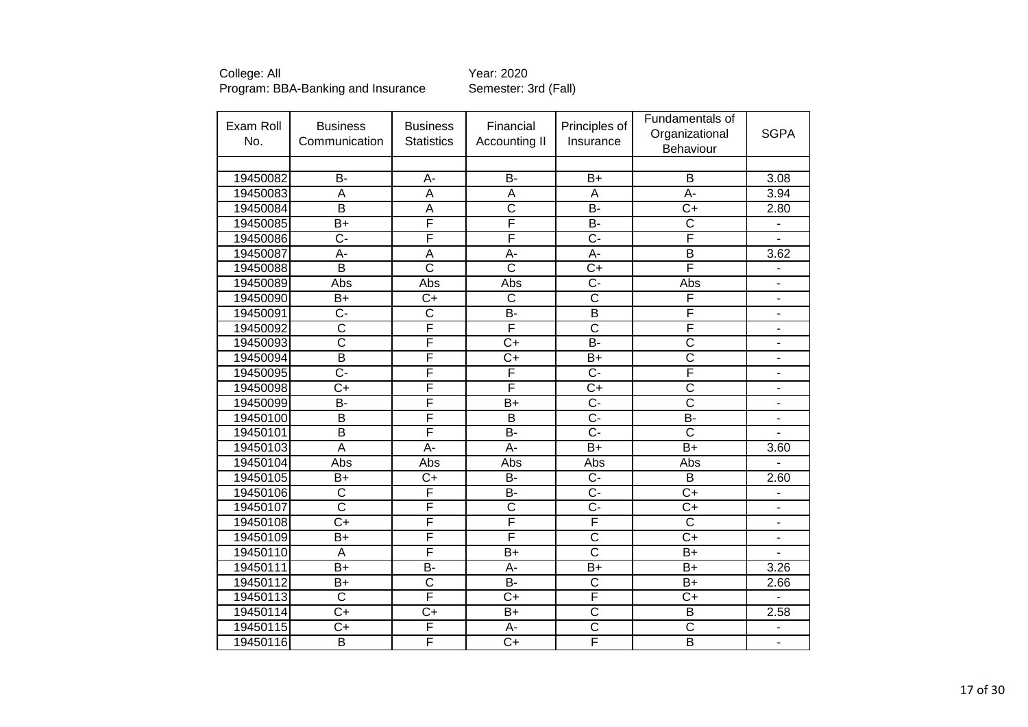College: All
Program: BBA-Banking and Insurance

Year: 2020
Semester: 3rd (Fall)

| Exam Roll No. | Business Communication | Business Statistics | Financial Accounting II | Principles of Insurance | Fundamentals of Organizational Behaviour | SGPA |
|---|---|---|---|---|---|---|
| | | | | | | |
| 19450082 | B- | A- | B- | B+ | B | 3.08 |
| 19450083 | A | A | A | A | A- | 3.94 |
| 19450084 | B | A | C | B- | C+ | 2.80 |
| 19450085 | B+ | F | F | B- | C | - |
| 19450086 | C- | F | F | C- | F | - |
| 19450087 | A- | A | A- | A- | B | 3.62 |
| 19450088 | B | C | C | C+ | F | - |
| 19450089 | Abs | Abs | Abs | C- | Abs | - |
| 19450090 | B+ | C+ | C | C | F | - |
| 19450091 | C- | C | B- | B | F | - |
| 19450092 | C | F | F | C | F | - |
| 19450093 | C | F | C+ | B- | C | - |
| 19450094 | B | F | C+ | B+ | C | - |
| 19450095 | C- | F | F | C- | F | - |
| 19450098 | C+ | F | F | C+ | C | - |
| 19450099 | B- | F | B+ | C- | C | - |
| 19450100 | B | F | B | C- | B- | - |
| 19450101 | B | F | B- | C- | C | - |
| 19450103 | A | A- | A- | B+ | B+ | 3.60 |
| 19450104 | Abs | Abs | Abs | Abs | Abs | - |
| 19450105 | B+ | C+ | B- | C- | B | 2.60 |
| 19450106 | C | F | B- | C- | C+ | - |
| 19450107 | C | F | C | C- | C+ | - |
| 19450108 | C+ | F | F | F | C | - |
| 19450109 | B+ | F | F | C | C+ | - |
| 19450110 | A | F | B+ | C | B+ | - |
| 19450111 | B+ | B- | A- | B+ | B+ | 3.26 |
| 19450112 | B+ | C | B- | C | B+ | 2.66 |
| 19450113 | C | F | C+ | F | C+ | - |
| 19450114 | C+ | C+ | B+ | C | B | 2.58 |
| 19450115 | C+ | F | A- | C | C | - |
| 19450116 | B | F | C+ | F | B | - |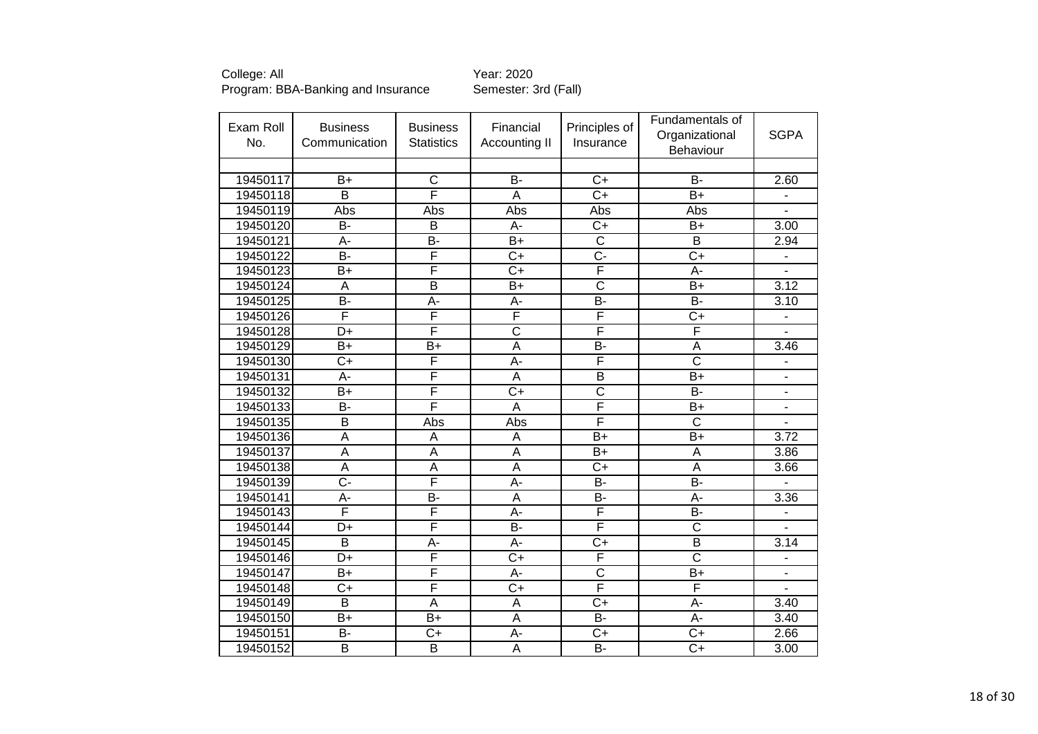College: All Year: 2020

Program: BBA-Banking and Insurance Semester: 3rd (Fall)

| Exam Roll No. | Business Communication | Business Statistics | Financial Accounting II | Principles of Insurance | Fundamentals of Organizational Behaviour | SGPA |
|---|---|---|---|---|---|---|
| 19450117 | B+ | C | B- | C+ | B- | 2.60 |
| 19450118 | B | F | A | C+ | B+ | - |
| 19450119 | Abs | Abs | Abs | Abs | Abs | - |
| 19450120 | B- | B | A- | C+ | B+ | 3.00 |
| 19450121 | A- | B- | B+ | C | B | 2.94 |
| 19450122 | B- | F | C+ | C- | C+ | - |
| 19450123 | B+ | F | C+ | F | A- | - |
| 19450124 | A | B | B+ | C | B+ | 3.12 |
| 19450125 | B- | A- | A- | B- | B- | 3.10 |
| 19450126 | F | F | F | F | C+ | - |
| 19450128 | D+ | F | C | F | F | - |
| 19450129 | B+ | B+ | A | B- | A | 3.46 |
| 19450130 | C+ | F | A- | F | C | - |
| 19450131 | A- | F | A | B | B+ | - |
| 19450132 | B+ | F | C+ | C | B- | - |
| 19450133 | B- | F | A | F | B+ | - |
| 19450135 | B | Abs | Abs | F | C | - |
| 19450136 | A | A | A | B+ | B+ | 3.72 |
| 19450137 | A | A | A | B+ | A | 3.86 |
| 19450138 | A | A | A | C+ | A | 3.66 |
| 19450139 | C- | F | A- | B- | B- | - |
| 19450141 | A- | B- | A | B- | A- | 3.36 |
| 19450143 | F | F | A- | F | B- | - |
| 19450144 | D+ | F | B- | F | C | - |
| 19450145 | B | A- | A- | C+ | B | 3.14 |
| 19450146 | D+ | F | C+ | F | C | - |
| 19450147 | B+ | F | A- | C | B+ | - |
| 19450148 | C+ | F | C+ | F | F | - |
| 19450149 | B | A | A | C+ | A- | 3.40 |
| 19450150 | B+ | B+ | A | B- | A- | 3.40 |
| 19450151 | B- | C+ | A- | C+ | C+ | 2.66 |
| 19450152 | B | B | A | B- | C+ | 3.00 |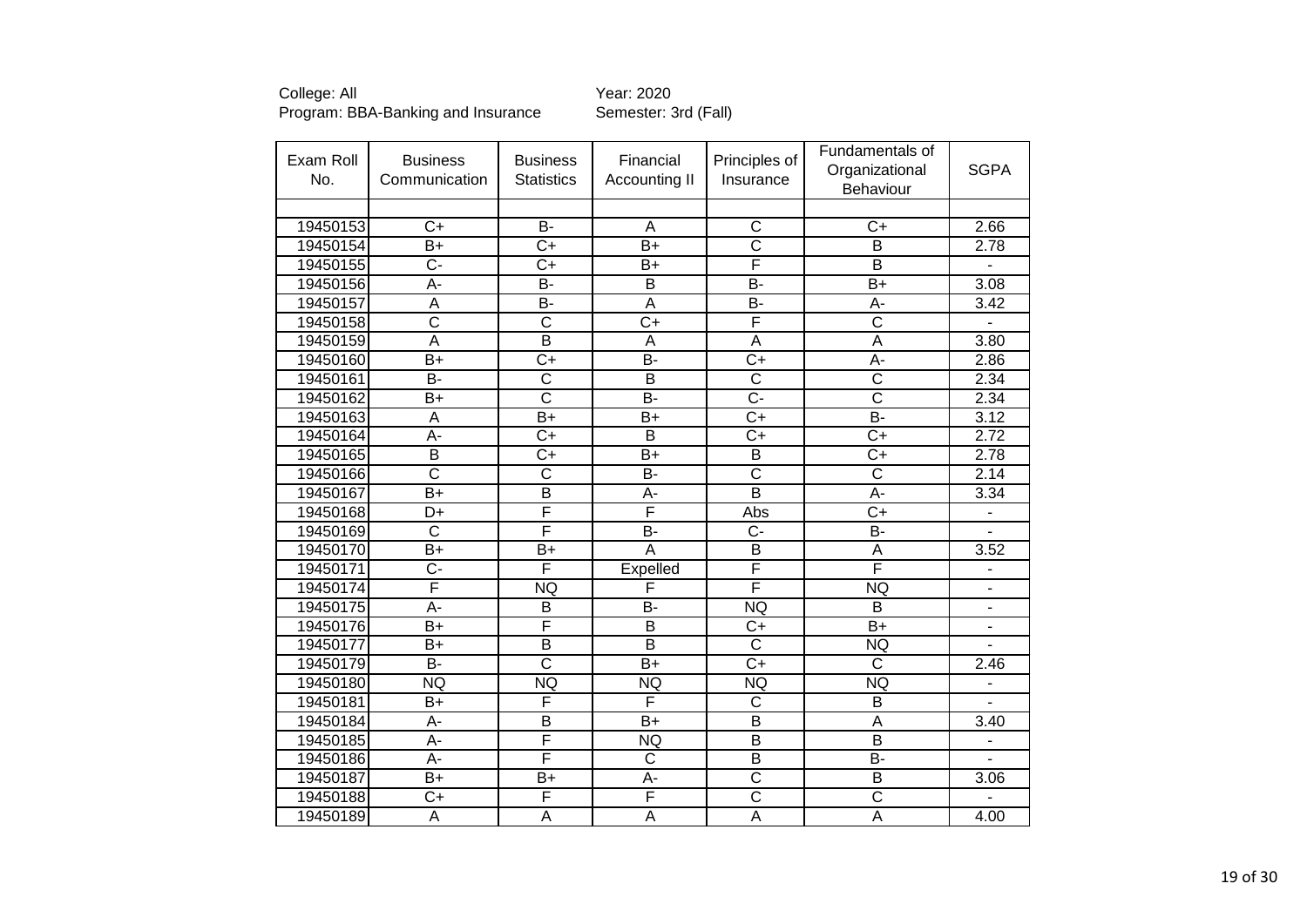College: All
Program: BBA-Banking and Insurance

Year: 2020
Semester: 3rd (Fall)

| Exam Roll No. | Business Communication | Business Statistics | Financial Accounting II | Principles of Insurance | Fundamentals of Organizational Behaviour | SGPA |
|---|---|---|---|---|---|---|
| 19450153 | C+ | B- | A | C | C+ | 2.66 |
| 19450154 | B+ | C+ | B+ | C | B | 2.78 |
| 19450155 | C- | C+ | B+ | F | B | - |
| 19450156 | A- | B- | B | B- | B+ | 3.08 |
| 19450157 | A | B- | A | B- | A- | 3.42 |
| 19450158 | C | C | C+ | F | C | - |
| 19450159 | A | B | A | A | A | 3.80 |
| 19450160 | B+ | C+ | B- | C+ | A- | 2.86 |
| 19450161 | B- | C | B | C | C | 2.34 |
| 19450162 | B+ | C | B- | C- | C | 2.34 |
| 19450163 | A | B+ | B+ | C+ | B- | 3.12 |
| 19450164 | A- | C+ | B | C+ | C+ | 2.72 |
| 19450165 | B | C+ | B+ | B | C+ | 2.78 |
| 19450166 | C | C | B- | C | C | 2.14 |
| 19450167 | B+ | B | A- | B | A- | 3.34 |
| 19450168 | D+ | F | F | Abs | C+ | - |
| 19450169 | C | F | B- | C- | B- | - |
| 19450170 | B+ | B+ | A | B | A | 3.52 |
| 19450171 | C- | F | Expelled | F | F | - |
| 19450174 | F | NQ | F | F | NQ | - |
| 19450175 | A- | B | B- | NQ | B | - |
| 19450176 | B+ | F | B | C+ | B+ | - |
| 19450177 | B+ | B | B | C | NQ | - |
| 19450179 | B- | C | B+ | C+ | C | 2.46 |
| 19450180 | NQ | NQ | NQ | NQ | NQ | - |
| 19450181 | B+ | F | F | C | B | - |
| 19450184 | A- | B | B+ | B | A | 3.40 |
| 19450185 | A- | F | NQ | B | B | - |
| 19450186 | A- | F | C | B | B- | - |
| 19450187 | B+ | B+ | A- | C | B | 3.06 |
| 19450188 | C+ | F | F | C | C | - |
| 19450189 | A | A | A | A | A | 4.00 |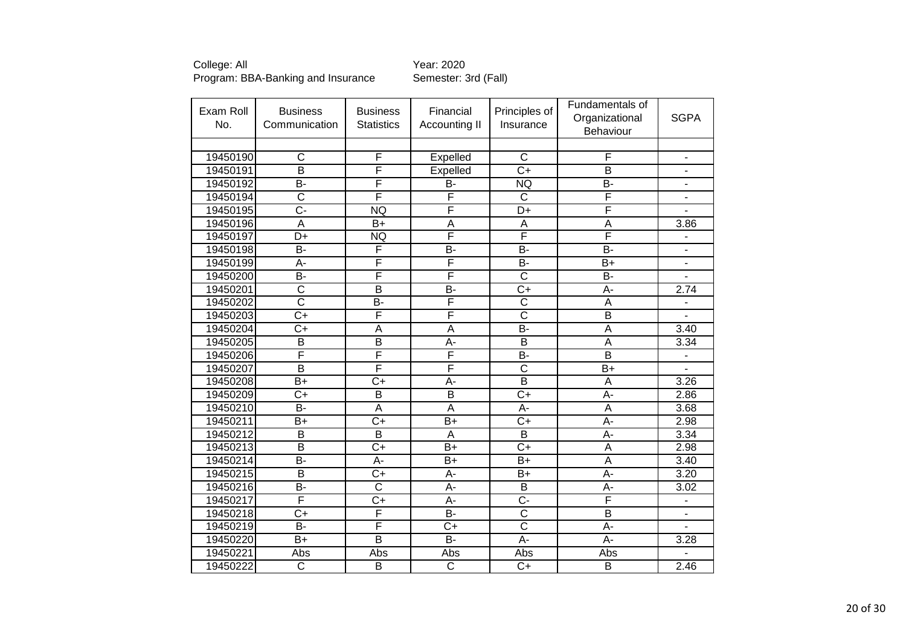College: All
Program: BBA-Banking and Insurance

Year: 2020
Semester: 3rd (Fall)

| Exam Roll No. | Business Communication | Business Statistics | Financial Accounting II | Principles of Insurance | Fundamentals of Organizational Behaviour | SGPA |
|---|---|---|---|---|---|---|
| | | | | | | |
| 19450190 | C | F | Expelled | C | F | - |
| 19450191 | B | F | Expelled | C+ | B | - |
| 19450192 | B- | F | B- | NQ | B- | - |
| 19450194 | C | F | F | C | F | - |
| 19450195 | C- | NQ | F | D+ | F | - |
| 19450196 | A | B+ | A | A | A | 3.86 |
| 19450197 | D+ | NQ | F | F | F | - |
| 19450198 | B- | F | B- | B- | B- | - |
| 19450199 | A- | F | F | B- | B+ | - |
| 19450200 | B- | F | F | C | B- | - |
| 19450201 | C | B | B- | C+ | A- | 2.74 |
| 19450202 | C | B- | F | C | A | - |
| 19450203 | C+ | F | F | C | B | - |
| 19450204 | C+ | A | A | B- | A | 3.40 |
| 19450205 | B | B | A- | B | A | 3.34 |
| 19450206 | F | F | F | B- | B | - |
| 19450207 | B | F | F | C | B+ | - |
| 19450208 | B+ | C+ | A- | B | A | 3.26 |
| 19450209 | C+ | B | B | C+ | A- | 2.86 |
| 19450210 | B- | A | A | A- | A | 3.68 |
| 19450211 | B+ | C+ | B+ | C+ | A- | 2.98 |
| 19450212 | B | B | A | B | A- | 3.34 |
| 19450213 | B | C+ | B+ | C+ | A | 2.98 |
| 19450214 | B- | A- | B+ | B+ | A | 3.40 |
| 19450215 | B | C+ | A- | B+ | A- | 3.20 |
| 19450216 | B- | C | A- | B | A- | 3.02 |
| 19450217 | F | C+ | A- | C- | F | - |
| 19450218 | C+ | F | B- | C | B | - |
| 19450219 | B- | F | C+ | C | A- | - |
| 19450220 | B+ | B | B- | A- | A- | 3.28 |
| 19450221 | Abs | Abs | Abs | Abs | Abs | - |
| 19450222 | C | B | C | C+ | B | 2.46 |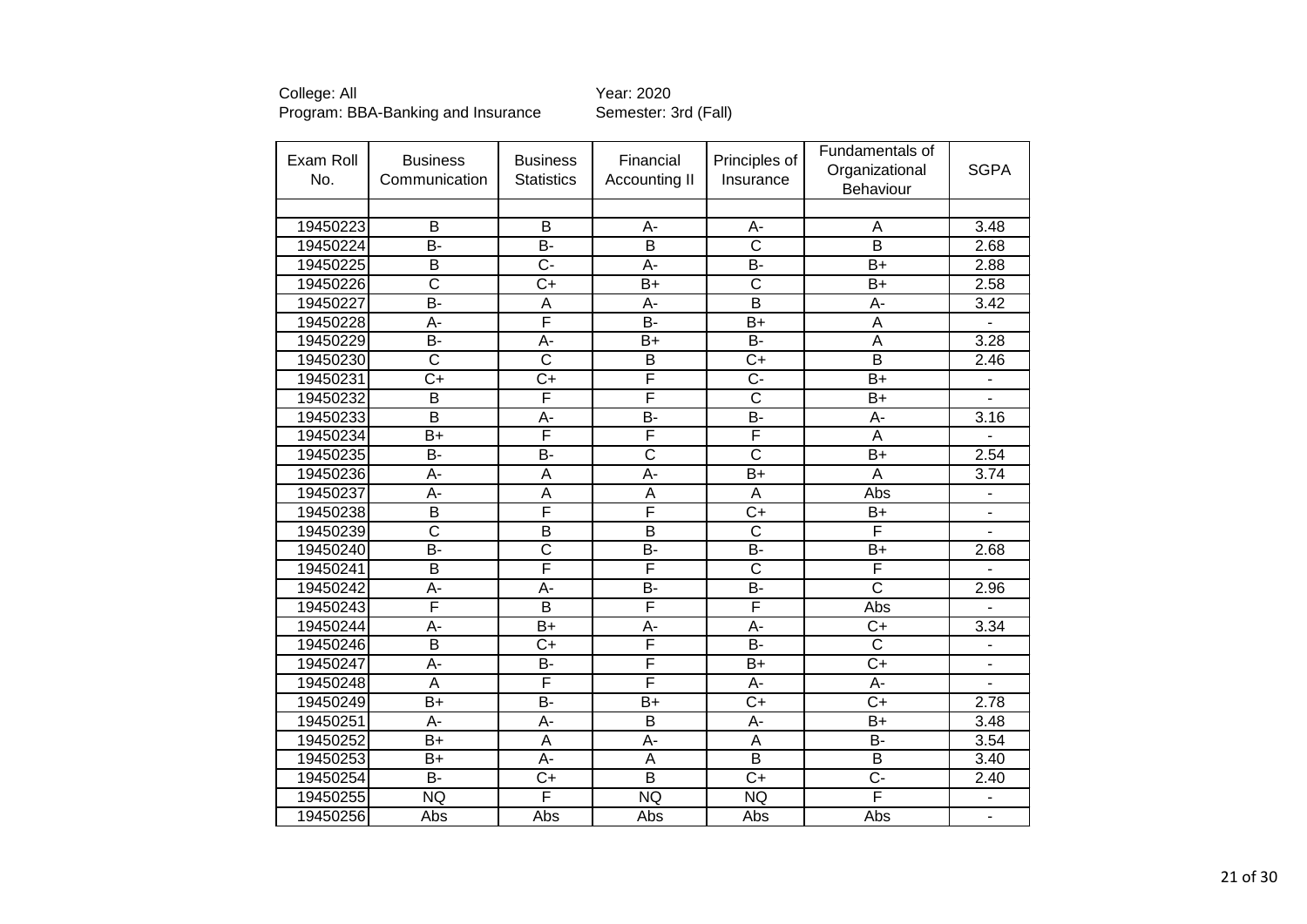College: All
Program: BBA-Banking and Insurance

Year: 2020
Semester: 3rd (Fall)

| Exam Roll No. | Business Communication | Business Statistics | Financial Accounting II | Principles of Insurance | Fundamentals of Organizational Behaviour | SGPA |
|---|---|---|---|---|---|---|
| | | | | | | |
| 19450223 | B | B | A- | A- | A | 3.48 |
| 19450224 | B- | B- | B | C | B | 2.68 |
| 19450225 | B | C- | A- | B- | B+ | 2.88 |
| 19450226 | C | C+ | B+ | C | B+ | 2.58 |
| 19450227 | B- | A | A- | B | A- | 3.42 |
| 19450228 | A- | F | B- | B+ | A | - |
| 19450229 | B- | A- | B+ | B- | A | 3.28 |
| 19450230 | C | C | B | C+ | B | 2.46 |
| 19450231 | C+ | C+ | F | C- | B+ | - |
| 19450232 | B | F | F | C | B+ | - |
| 19450233 | B | A- | B- | B- | A- | 3.16 |
| 19450234 | B+ | F | F | F | A | - |
| 19450235 | B- | B- | C | C | B+ | 2.54 |
| 19450236 | A- | A | A- | B+ | A | 3.74 |
| 19450237 | A- | A | A | A | Abs | - |
| 19450238 | B | F | F | C+ | B+ | - |
| 19450239 | C | B | B | C | F | - |
| 19450240 | B- | C | B- | B- | B+ | 2.68 |
| 19450241 | B | F | F | C | F | - |
| 19450242 | A- | A- | B- | B- | C | 2.96 |
| 19450243 | F | B | F | F | Abs | - |
| 19450244 | A- | B+ | A- | A- | C+ | 3.34 |
| 19450246 | B | C+ | F | B- | C | - |
| 19450247 | A- | B- | F | B+ | C+ | - |
| 19450248 | A | F | F | A- | A- | - |
| 19450249 | B+ | B- | B+ | C+ | C+ | 2.78 |
| 19450251 | A- | A- | B | A- | B+ | 3.48 |
| 19450252 | B+ | A | A- | A | B- | 3.54 |
| 19450253 | B+ | A- | A | B | B | 3.40 |
| 19450254 | B- | C+ | B | C+ | C- | 2.40 |
| 19450255 | NQ | F | NQ | NQ | F | - |
| 19450256 | Abs | Abs | Abs | Abs | Abs | - |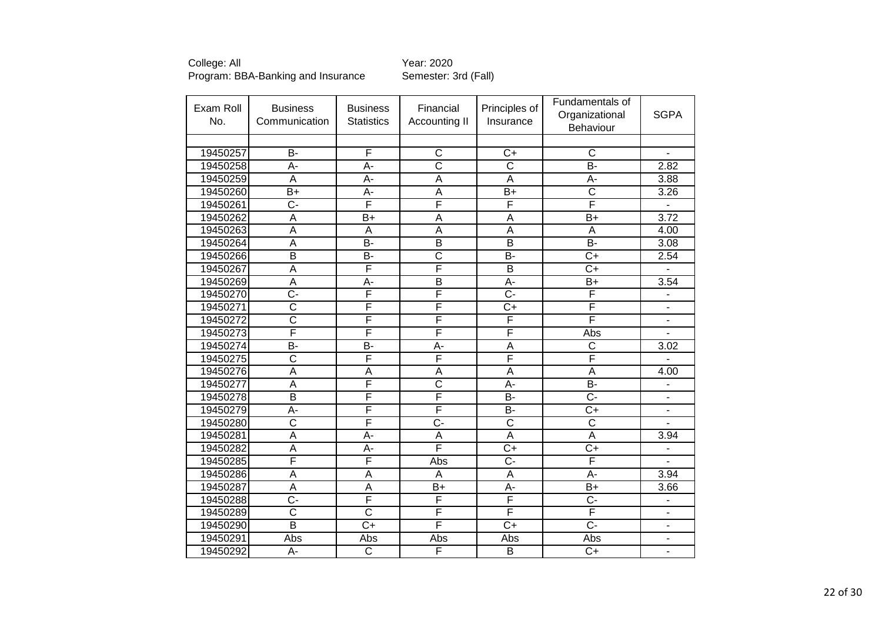College: All
Program: BBA-Banking and Insurance

Year: 2020
Semester: 3rd (Fall)

| Exam Roll No. | Business Communication | Business Statistics | Financial Accounting II | Principles of Insurance | Fundamentals of Organizational Behaviour | SGPA |
|---|---|---|---|---|---|---|
| | | | | | | |
| 19450257 | B- | F | C | C+ | C | - |
| 19450258 | A- | A- | C | C | B- | 2.82 |
| 19450259 | A | A- | A | A | A- | 3.88 |
| 19450260 | B+ | A- | A | B+ | C | 3.26 |
| 19450261 | C- | F | F | F | F | - |
| 19450262 | A | B+ | A | A | B+ | 3.72 |
| 19450263 | A | A | A | A | A | 4.00 |
| 19450264 | A | B- | B | B | B- | 3.08 |
| 19450266 | B | B- | C | B- | C+ | 2.54 |
| 19450267 | A | F | F | B | C+ | - |
| 19450269 | A | A- | B | A- | B+ | 3.54 |
| 19450270 | C- | F | F | C- | F | - |
| 19450271 | C | F | F | C+ | F | - |
| 19450272 | C | F | F | F | F | - |
| 19450273 | F | F | F | F | Abs | - |
| 19450274 | B- | B- | A- | A | C | 3.02 |
| 19450275 | C | F | F | F | F | - |
| 19450276 | A | A | A | A | A | 4.00 |
| 19450277 | A | F | C | A- | B- | - |
| 19450278 | B | F | F | B- | C- | - |
| 19450279 | A- | F | F | B- | C+ | - |
| 19450280 | C | F | C- | C | C | - |
| 19450281 | A | A- | A | A | A | 3.94 |
| 19450282 | A | A- | F | C+ | C+ | - |
| 19450285 | F | F | Abs | C- | F | - |
| 19450286 | A | A | A | A | A- | 3.94 |
| 19450287 | A | A | B+ | A- | B+ | 3.66 |
| 19450288 | C- | F | F | F | C- | - |
| 19450289 | C | C | F | F | F | - |
| 19450290 | B | C+ | F | C+ | C- | - |
| 19450291 | Abs | Abs | Abs | Abs | Abs | - |
| 19450292 | A- | C | F | B | C+ | - |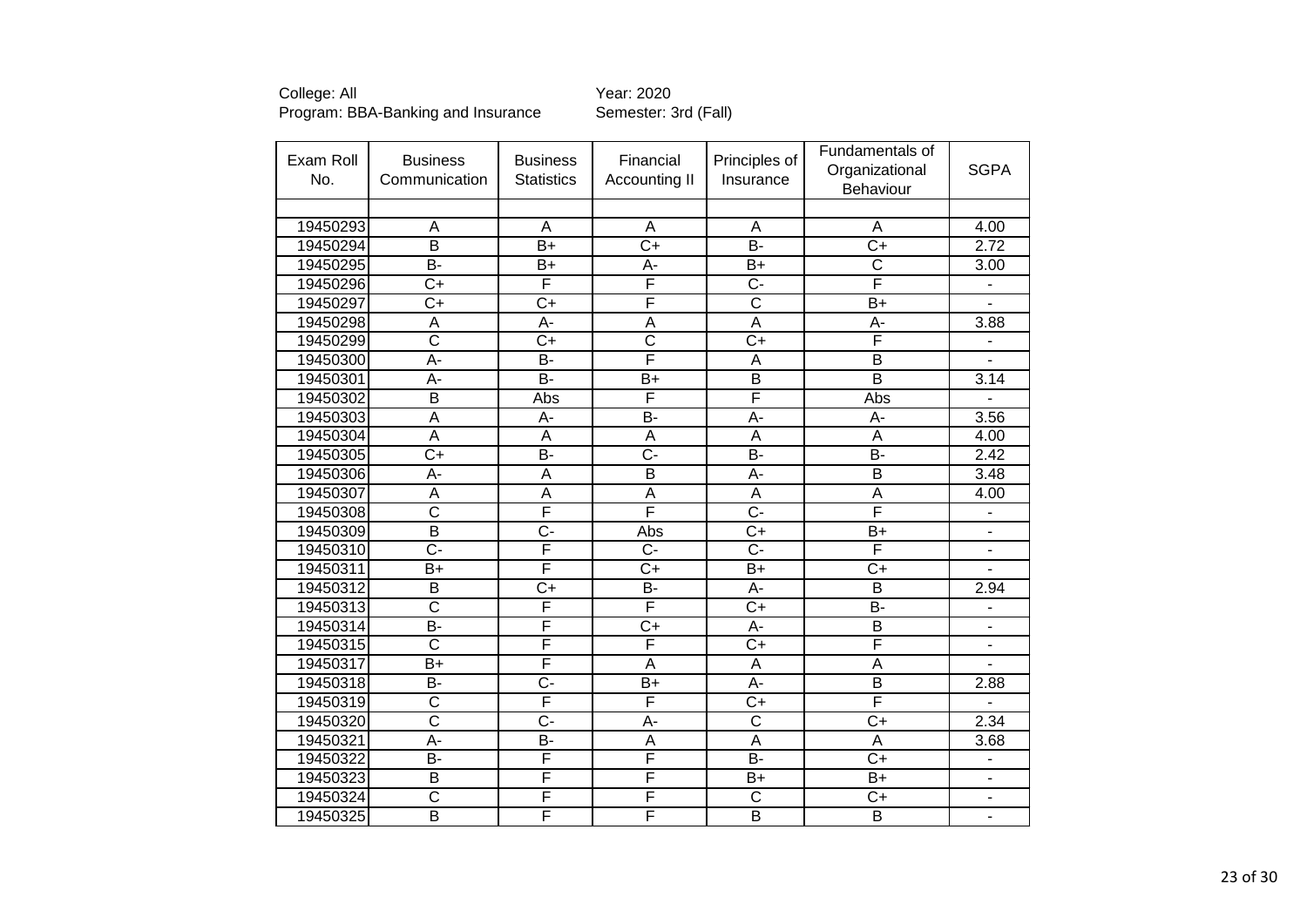College: All
Program: BBA-Banking and Insurance

Year: 2020
Semester: 3rd (Fall)

| Exam Roll No. | Business Communication | Business Statistics | Financial Accounting II | Principles of Insurance | Fundamentals of Organizational Behaviour | SGPA |
|---|---|---|---|---|---|---|
| | | | | | | |
| 19450293 | A | A | A | A | A | 4.00 |
| 19450294 | B | B+ | C+ | B- | C+ | 2.72 |
| 19450295 | B- | B+ | A- | B+ | C | 3.00 |
| 19450296 | C+ | F | F | C- | F | - |
| 19450297 | C+ | C+ | F | C | B+ | - |
| 19450298 | A | A- | A | A | A- | 3.88 |
| 19450299 | C | C+ | C | C+ | F | - |
| 19450300 | A- | B- | F | A | B | - |
| 19450301 | A- | B- | B+ | B | B | 3.14 |
| 19450302 | B | Abs | F | F | Abs | - |
| 19450303 | A | A- | B- | A- | A- | 3.56 |
| 19450304 | A | A | A | A | A | 4.00 |
| 19450305 | C+ | B- | C- | B- | B- | 2.42 |
| 19450306 | A- | A | B | A- | B | 3.48 |
| 19450307 | A | A | A | A | A | 4.00 |
| 19450308 | C | F | F | C- | F | - |
| 19450309 | B | C- | Abs | C+ | B+ | - |
| 19450310 | C- | F | C- | C- | F | - |
| 19450311 | B+ | F | C+ | B+ | C+ | - |
| 19450312 | B | C+ | B- | A- | B | 2.94 |
| 19450313 | C | F | F | C+ | B- | - |
| 19450314 | B- | F | C+ | A- | B | - |
| 19450315 | C | F | F | C+ | F | - |
| 19450317 | B+ | F | A | A | A | - |
| 19450318 | B- | C- | B+ | A- | B | 2.88 |
| 19450319 | C | F | F | C+ | F | - |
| 19450320 | C | C- | A- | C | C+ | 2.34 |
| 19450321 | A- | B- | A | A | A | 3.68 |
| 19450322 | B- | F | F | B- | C+ | - |
| 19450323 | B | F | F | B+ | B+ | - |
| 19450324 | C | F | F | C | C+ | - |
| 19450325 | B | F | F | B | B | - |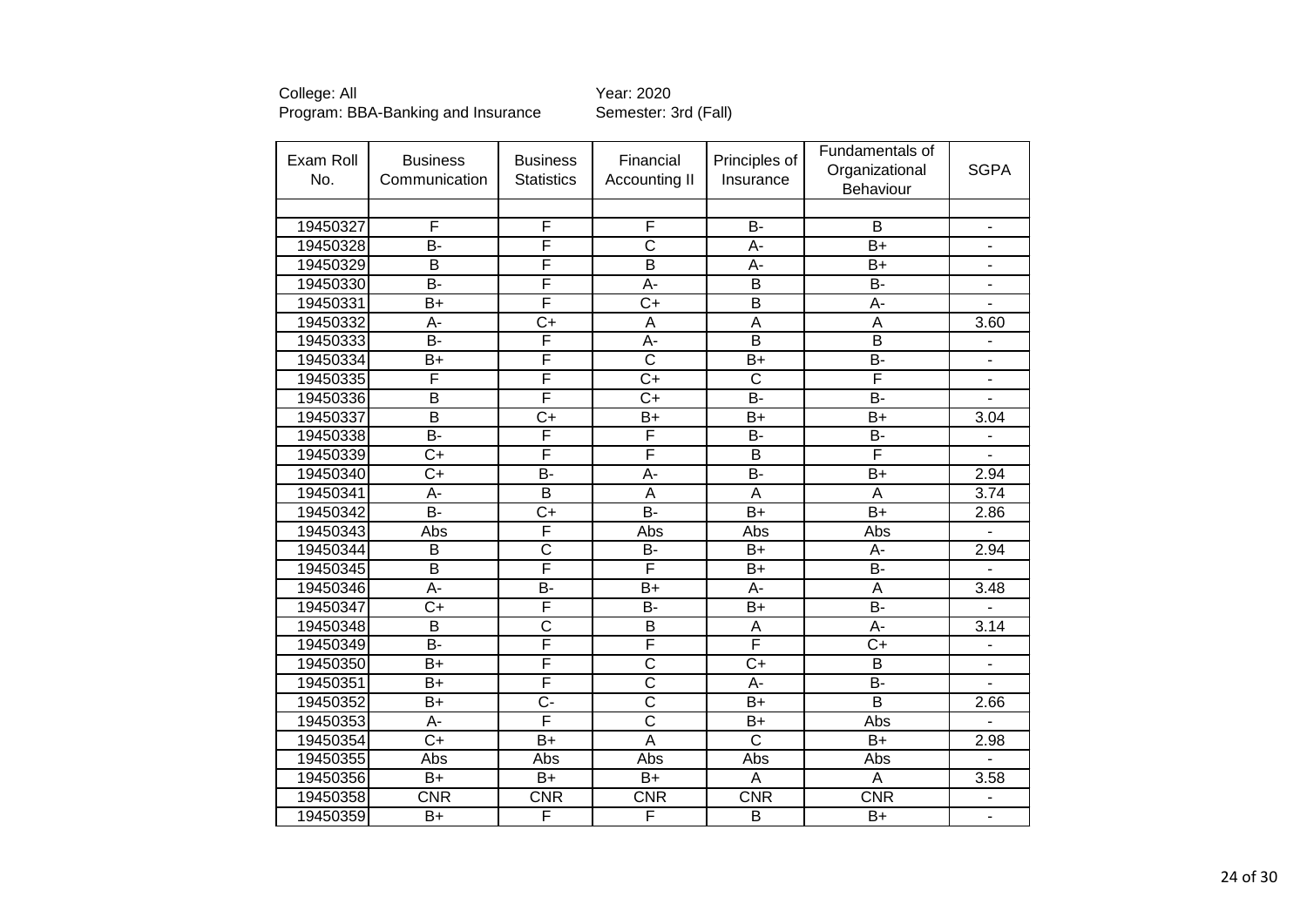College: All
Program: BBA-Banking and Insurance

Year: 2020
Semester: 3rd (Fall)

| Exam Roll No. | Business Communication | Business Statistics | Financial Accounting II | Principles of Insurance | Fundamentals of Organizational Behaviour | SGPA |
|---|---|---|---|---|---|---|
| | | | | | | |
| 19450327 | F | F | F | B- | B | - |
| 19450328 | B- | F | C | A- | B+ | - |
| 19450329 | B | F | B | A- | B+ | - |
| 19450330 | B- | F | A- | B | B- | - |
| 19450331 | B+ | F | C+ | B | A- | - |
| 19450332 | A- | C+ | A | A | A | 3.60 |
| 19450333 | B- | F | A- | B | B | - |
| 19450334 | B+ | F | C | B+ | B- | - |
| 19450335 | F | F | C+ | C | F | - |
| 19450336 | B | F | C+ | B- | B- | - |
| 19450337 | B | C+ | B+ | B+ | B+ | 3.04 |
| 19450338 | B- | F | F | B- | B- | - |
| 19450339 | C+ | F | F | B | F | - |
| 19450340 | C+ | B- | A- | B- | B+ | 2.94 |
| 19450341 | A- | B | A | A | A | 3.74 |
| 19450342 | B- | C+ | B- | B+ | B+ | 2.86 |
| 19450343 | Abs | F | Abs | Abs | Abs | - |
| 19450344 | B | C | B- | B+ | A- | 2.94 |
| 19450345 | B | F | F | B+ | B- | - |
| 19450346 | A- | B- | B+ | A- | A | 3.48 |
| 19450347 | C+ | F | B- | B+ | B- | - |
| 19450348 | B | C | B | A | A- | 3.14 |
| 19450349 | B- | F | F | F | C+ | - |
| 19450350 | B+ | F | C | C+ | B | - |
| 19450351 | B+ | F | C | A- | B- | - |
| 19450352 | B+ | C- | C | B+ | B | 2.66 |
| 19450353 | A- | F | C | B+ | Abs | - |
| 19450354 | C+ | B+ | A | C | B+ | 2.98 |
| 19450355 | Abs | Abs | Abs | Abs | Abs | - |
| 19450356 | B+ | B+ | B+ | A | A | 3.58 |
| 19450358 | CNR | CNR | CNR | CNR | CNR | - |
| 19450359 | B+ | F | F | B | B+ | - |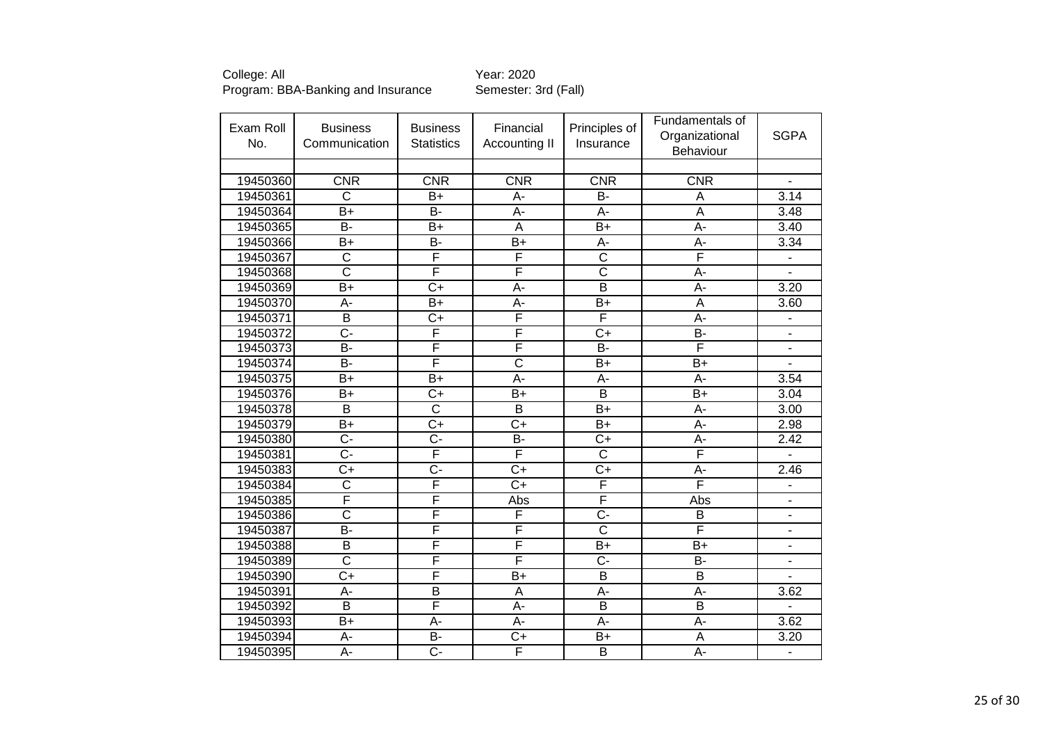College: All
Program: BBA-Banking and Insurance

Year: 2020
Semester: 3rd (Fall)

| Exam Roll No. | Business Communication | Business Statistics | Financial Accounting II | Principles of Insurance | Fundamentals of Organizational Behaviour | SGPA |
|---|---|---|---|---|---|---|
| 19450360 | CNR | CNR | CNR | CNR | CNR | - |
| 19450361 | C | B+ | A- | B- | A | 3.14 |
| 19450364 | B+ | B- | A- | A- | A | 3.48 |
| 19450365 | B- | B+ | A | B+ | A- | 3.40 |
| 19450366 | B+ | B- | B+ | A- | A- | 3.34 |
| 19450367 | C | F | F | C | F | - |
| 19450368 | C | F | F | C | A- | - |
| 19450369 | B+ | C+ | A- | B | A- | 3.20 |
| 19450370 | A- | B+ | A- | B+ | A | 3.60 |
| 19450371 | B | C+ | F | F | A- | - |
| 19450372 | C- | F | F | C+ | B- | - |
| 19450373 | B- | F | F | B- | F | - |
| 19450374 | B- | F | C | B+ | B+ | - |
| 19450375 | B+ | B+ | A- | A- | A- | 3.54 |
| 19450376 | B+ | C+ | B+ | B | B+ | 3.04 |
| 19450378 | B | C | B | B+ | A- | 3.00 |
| 19450379 | B+ | C+ | C+ | B+ | A- | 2.98 |
| 19450380 | C- | C- | B- | C+ | A- | 2.42 |
| 19450381 | C- | F | F | C | F | - |
| 19450383 | C+ | C- | C+ | C+ | A- | 2.46 |
| 19450384 | C | F | C+ | F | F | - |
| 19450385 | F | F | Abs | F | Abs | - |
| 19450386 | C | F | F | C- | B | - |
| 19450387 | B- | F | F | C | F | - |
| 19450388 | B | F | F | B+ | B+ | - |
| 19450389 | C | F | F | C- | B- | - |
| 19450390 | C+ | F | B+ | B | B | - |
| 19450391 | A- | B | A | A- | A- | 3.62 |
| 19450392 | B | F | A- | B | B | - |
| 19450393 | B+ | A- | A- | A- | A- | 3.62 |
| 19450394 | A- | B- | C+ | B+ | A | 3.20 |
| 19450395 | A- | C- | F | B | A- | - |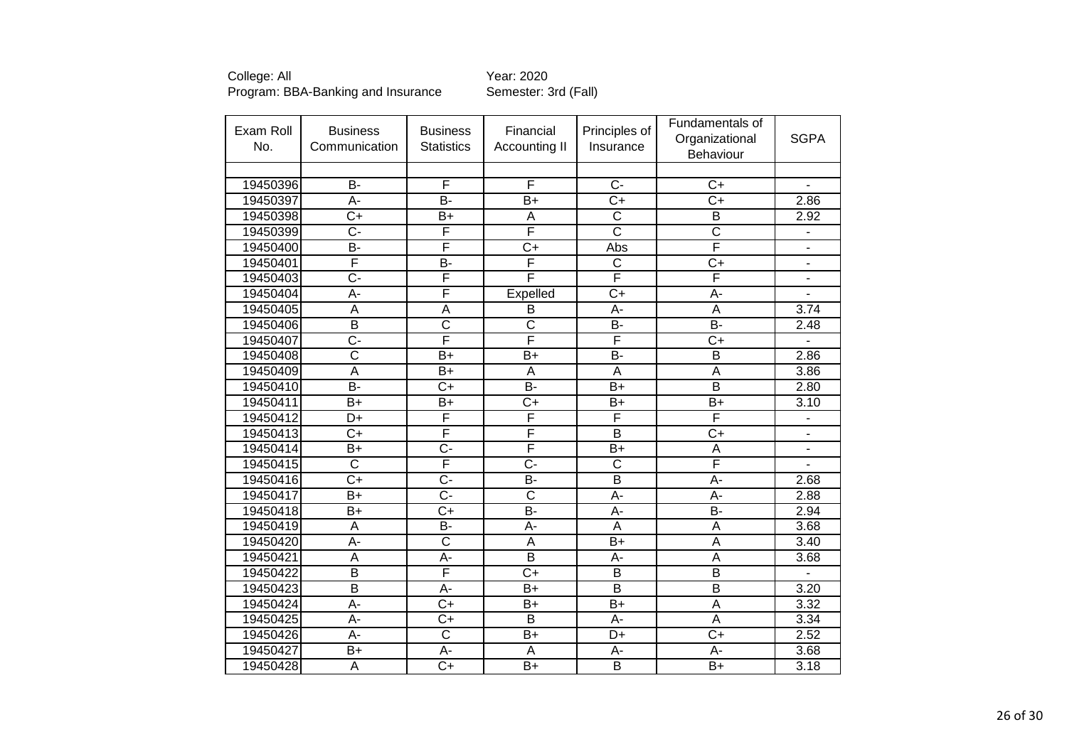College: All
Program: BBA-Banking and Insurance

Year: 2020
Semester: 3rd (Fall)

| Exam Roll No. | Business Communication | Business Statistics | Financial Accounting II | Principles of Insurance | Fundamentals of Organizational Behaviour | SGPA |
|---|---|---|---|---|---|---|
| | | | | | | |
| 19450396 | B- | F | F | C- | C+ | - |
| 19450397 | A- | B- | B+ | C+ | C+ | 2.86 |
| 19450398 | C+ | B+ | A | C | B | 2.92 |
| 19450399 | C- | F | F | C | C | - |
| 19450400 | B- | F | C+ | Abs | F | - |
| 19450401 | F | B- | F | C | C+ | - |
| 19450403 | C- | F | F | F | F | - |
| 19450404 | A- | F | Expelled | C+ | A- | - |
| 19450405 | A | A | B | A- | A | 3.74 |
| 19450406 | B | C | C | B- | B- | 2.48 |
| 19450407 | C- | F | F | F | C+ | - |
| 19450408 | C | B+ | B+ | B- | B | 2.86 |
| 19450409 | A | B+ | A | A | A | 3.86 |
| 19450410 | B- | C+ | B- | B+ | B | 2.80 |
| 19450411 | B+ | B+ | C+ | B+ | B+ | 3.10 |
| 19450412 | D+ | F | F | F | F | - |
| 19450413 | C+ | F | F | B | C+ | - |
| 19450414 | B+ | C- | F | B+ | A | - |
| 19450415 | C | F | C- | C | F | - |
| 19450416 | C+ | C- | B- | B | A- | 2.68 |
| 19450417 | B+ | C- | C | A- | A- | 2.88 |
| 19450418 | B+ | C+ | B- | A- | B- | 2.94 |
| 19450419 | A | B- | A- | A | A | 3.68 |
| 19450420 | A- | C | A | B+ | A | 3.40 |
| 19450421 | A | A- | B | A- | A | 3.68 |
| 19450422 | B | F | C+ | B | B | - |
| 19450423 | B | A- | B+ | B | B | 3.20 |
| 19450424 | A- | C+ | B+ | B+ | A | 3.32 |
| 19450425 | A- | C+ | B | A- | A | 3.34 |
| 19450426 | A- | C | B+ | D+ | C+ | 2.52 |
| 19450427 | B+ | A- | A | A- | A- | 3.68 |
| 19450428 | A | C+ | B+ | B | B+ | 3.18 |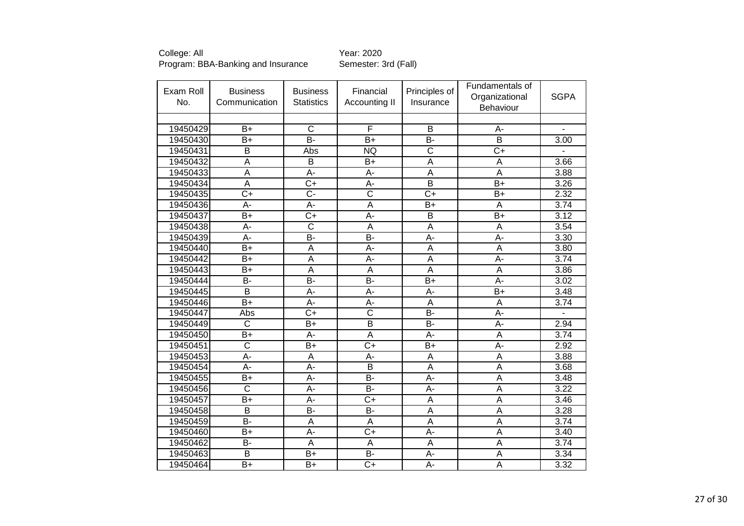College: All
Program: BBA-Banking and Insurance

Year: 2020
Semester: 3rd (Fall)

| Exam Roll No. | Business Communication | Business Statistics | Financial Accounting II | Principles of Insurance | Fundamentals of Organizational Behaviour | SGPA |
|---|---|---|---|---|---|---|
| | | | | | | |
| 19450429 | B+ | C | F | B | A- | - |
| 19450430 | B+ | B- | B+ | B- | B | 3.00 |
| 19450431 | B | Abs | NQ | C | C+ | - |
| 19450432 | A | B | B+ | A | A | 3.66 |
| 19450433 | A | A- | A- | A | A | 3.88 |
| 19450434 | A | C+ | A- | B | B+ | 3.26 |
| 19450435 | C+ | C- | C | C+ | B+ | 2.32 |
| 19450436 | A- | A- | A | B+ | A | 3.74 |
| 19450437 | B+ | C+ | A- | B | B+ | 3.12 |
| 19450438 | A- | C | A | A | A | 3.54 |
| 19450439 | A- | B- | B- | A- | A- | 3.30 |
| 19450440 | B+ | A | A- | A | A | 3.80 |
| 19450442 | B+ | A | A- | A | A- | 3.74 |
| 19450443 | B+ | A | A | A | A | 3.86 |
| 19450444 | B- | B- | B- | B+ | A- | 3.02 |
| 19450445 | B | A- | A- | A- | B+ | 3.48 |
| 19450446 | B+ | A- | A- | A | A | 3.74 |
| 19450447 | Abs | C+ | C | B- | A- | - |
| 19450449 | C | B+ | B | B- | A- | 2.94 |
| 19450450 | B+ | A- | A | A- | A | 3.74 |
| 19450451 | C | B+ | C+ | B+ | A- | 2.92 |
| 19450453 | A- | A | A- | A | A | 3.88 |
| 19450454 | A- | A- | B | A | A | 3.68 |
| 19450455 | B+ | A- | B- | A- | A | 3.48 |
| 19450456 | C | A- | B- | A- | A | 3.22 |
| 19450457 | B+ | A- | C+ | A | A | 3.46 |
| 19450458 | B | B- | B- | A | A | 3.28 |
| 19450459 | B- | A | A | A | A | 3.74 |
| 19450460 | B+ | A- | C+ | A- | A | 3.40 |
| 19450462 | B- | A | A | A | A | 3.74 |
| 19450463 | B | B+ | B- | A- | A | 3.34 |
| 19450464 | B+ | B+ | C+ | A- | A | 3.32 |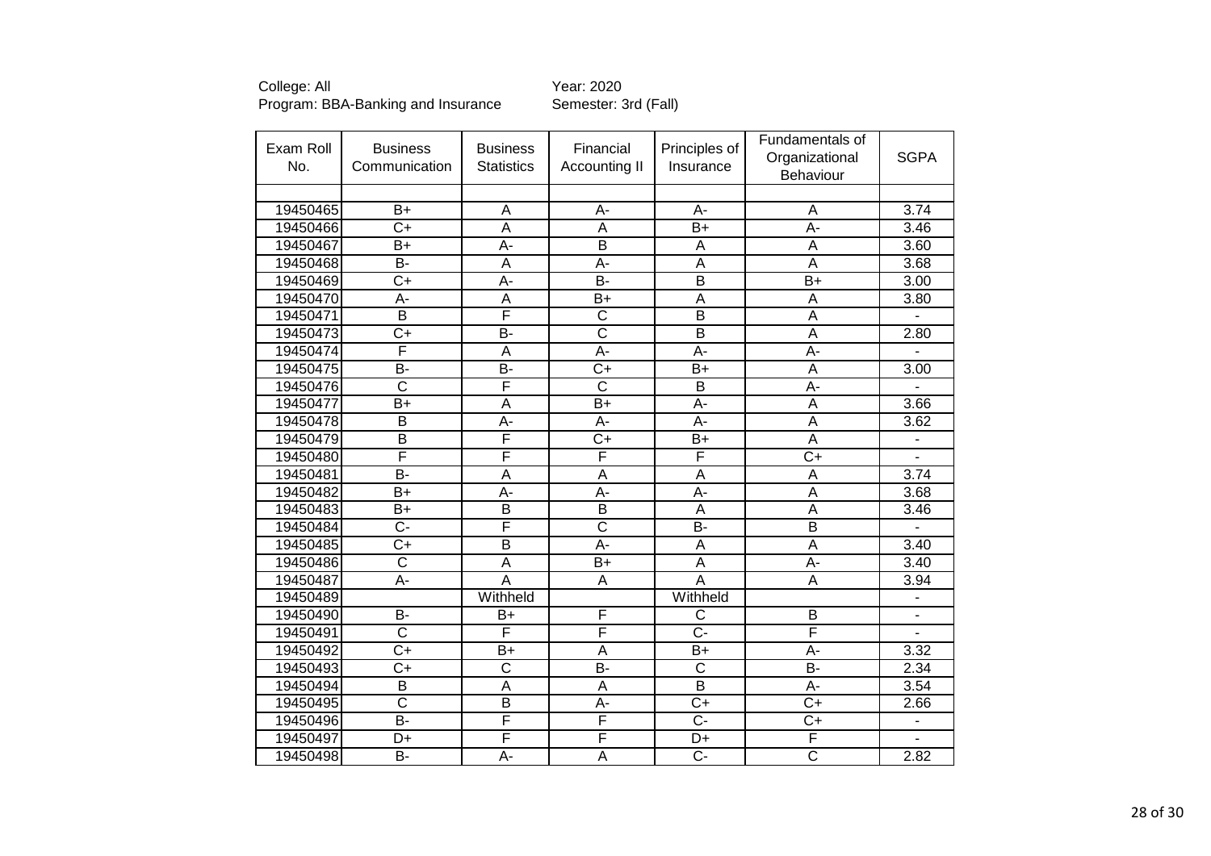College: All
Program: BBA-Banking and Insurance

Year: 2020
Semester: 3rd (Fall)

| Exam Roll No. | Business Communication | Business Statistics | Financial Accounting II | Principles of Insurance | Fundamentals of Organizational Behaviour | SGPA |
|---|---|---|---|---|---|---|
| | | | | | | |
| 19450465 | B+ | A | A- | A- | A | 3.74 |
| 19450466 | C+ | A | A | B+ | A- | 3.46 |
| 19450467 | B+ | A- | B | A | A | 3.60 |
| 19450468 | B- | A | A- | A | A | 3.68 |
| 19450469 | C+ | A- | B- | B | B+ | 3.00 |
| 19450470 | A- | A | B+ | A | A | 3.80 |
| 19450471 | B | F | C | B | A | - |
| 19450473 | C+ | B- | C | B | A | 2.80 |
| 19450474 | F | A | A- | A- | A- | - |
| 19450475 | B- | B- | C+ | B+ | A | 3.00 |
| 19450476 | C | F | C | B | A- | - |
| 19450477 | B+ | A | B+ | A- | A | 3.66 |
| 19450478 | B | A- | A- | A- | A | 3.62 |
| 19450479 | B | F | C+ | B+ | A | - |
| 19450480 | F | F | F | F | C+ | - |
| 19450481 | B- | A | A | A | A | 3.74 |
| 19450482 | B+ | A- | A- | A- | A | 3.68 |
| 19450483 | B+ | B | B | A | A | 3.46 |
| 19450484 | C- | F | C | B- | B | - |
| 19450485 | C+ | B | A- | A | A | 3.40 |
| 19450486 | C | A | B+ | A | A- | 3.40 |
| 19450487 | A- | A | A | A | A | 3.94 |
| 19450489 | | Withheld | | Withheld | | - |
| 19450490 | B- | B+ | F | C | B | - |
| 19450491 | C | F | F | C- | F | - |
| 19450492 | C+ | B+ | A | B+ | A- | 3.32 |
| 19450493 | C+ | C | B- | C | B- | 2.34 |
| 19450494 | B | A | A | B | A- | 3.54 |
| 19450495 | C | B | A- | C+ | C+ | 2.66 |
| 19450496 | B- | F | F | C- | C+ | - |
| 19450497 | D+ | F | F | D+ | F | - |
| 19450498 | B- | A- | A | C- | C | 2.82 |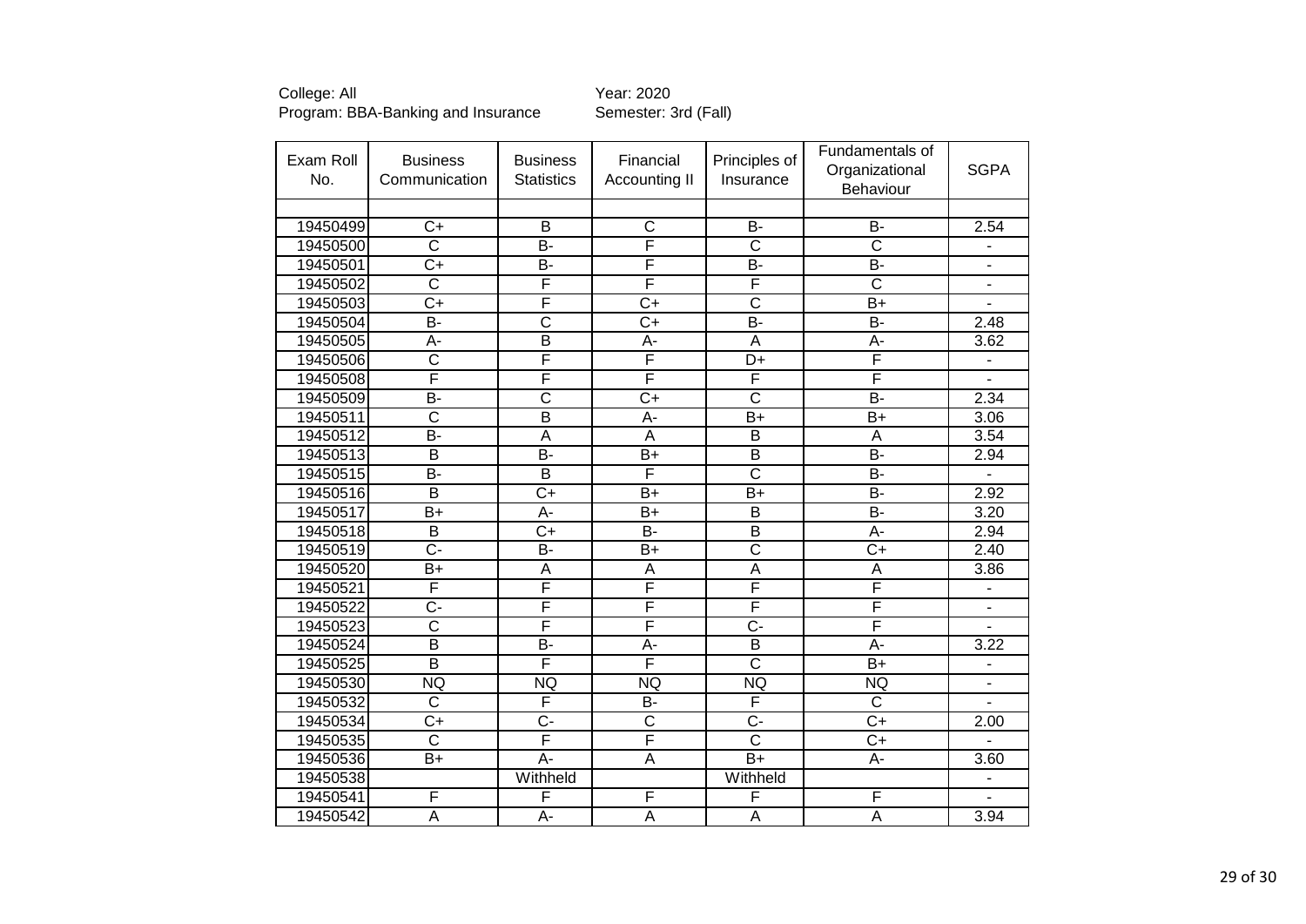College: All
Program: BBA-Banking and Insurance

Year: 2020
Semester: 3rd (Fall)

| Exam Roll No. | Business Communication | Business Statistics | Financial Accounting II | Principles of Insurance | Fundamentals of Organizational Behaviour | SGPA |
|---|---|---|---|---|---|---|
| | | | | | | |
| 19450499 | C+ | B | C | B- | B- | 2.54 |
| 19450500 | C | B- | F | C | C | - |
| 19450501 | C+ | B- | F | B- | B- | - |
| 19450502 | C | F | F | F | C | - |
| 19450503 | C+ | F | C+ | C | B+ | - |
| 19450504 | B- | C | C+ | B- | B- | 2.48 |
| 19450505 | A- | B | A- | A | A- | 3.62 |
| 19450506 | C | F | F | D+ | F | - |
| 19450508 | F | F | F | F | F | - |
| 19450509 | B- | C | C+ | C | B- | 2.34 |
| 19450511 | C | B | A- | B+ | B+ | 3.06 |
| 19450512 | B- | A | A | B | A | 3.54 |
| 19450513 | B | B- | B+ | B | B- | 2.94 |
| 19450515 | B- | B | F | C | B- | - |
| 19450516 | B | C+ | B+ | B+ | B- | 2.92 |
| 19450517 | B+ | A- | B+ | B | B- | 3.20 |
| 19450518 | B | C+ | B- | B | A- | 2.94 |
| 19450519 | C- | B- | B+ | C | C+ | 2.40 |
| 19450520 | B+ | A | A | A | A | 3.86 |
| 19450521 | F | F | F | F | F | - |
| 19450522 | C- | F | F | F | F | - |
| 19450523 | C | F | F | C- | F | - |
| 19450524 | B | B- | A- | B | A- | 3.22 |
| 19450525 | B | F | F | C | B+ | - |
| 19450530 | NQ | NQ | NQ | NQ | NQ | - |
| 19450532 | C | F | B- | F | C | - |
| 19450534 | C+ | C- | C | C- | C+ | 2.00 |
| 19450535 | C | F | F | C | C+ | - |
| 19450536 | B+ | A- | A | B+ | A- | 3.60 |
| 19450538 | | Withheld | | Withheld | | - |
| 19450541 | F | F | F | F | F | - |
| 19450542 | A | A- | A | A | A | 3.94 |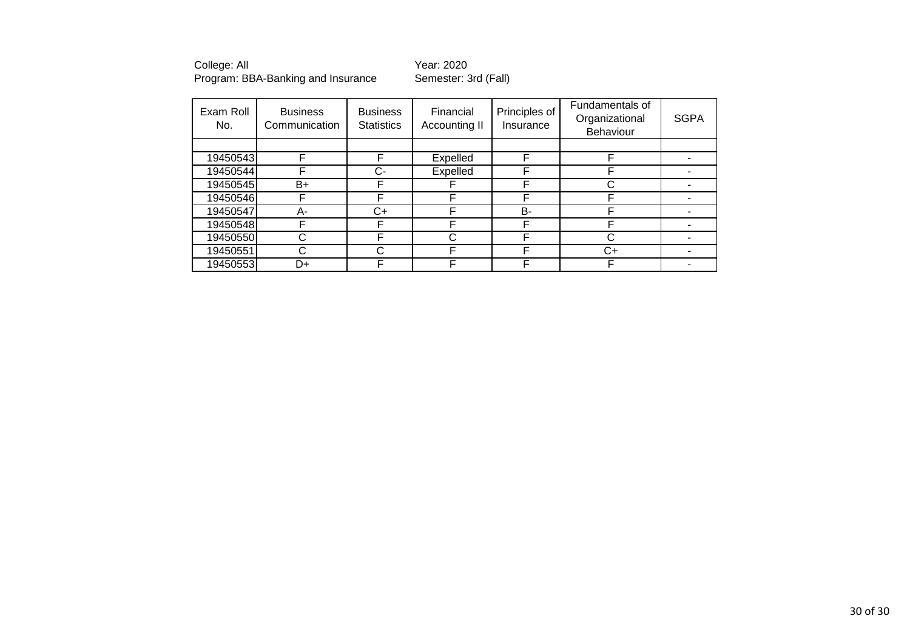College: All
Program: BBA-Banking and Insurance

Year: 2020
Semester: 3rd (Fall)

| Exam Roll No. | Business Communication | Business Statistics | Financial Accounting II | Principles of Insurance | Fundamentals of Organizational Behaviour | SGPA |
|---|---|---|---|---|---|---|
| | | | | | | |
| 19450543 | F | F | Expelled | F | F | - |
| 19450544 | F | C- | Expelled | F | F | - |
| 19450545 | B+ | F | F | F | C | - |
| 19450546 | F | F | F | F | F | - |
| 19450547 | A- | C+ | F | B- | F | - |
| 19450548 | F | F | F | F | F | - |
| 19450550 | C | F | C | F | C | - |
| 19450551 | C | C | F | F | C+ | - |
| 19450553 | D+ | F | F | F | F | - |